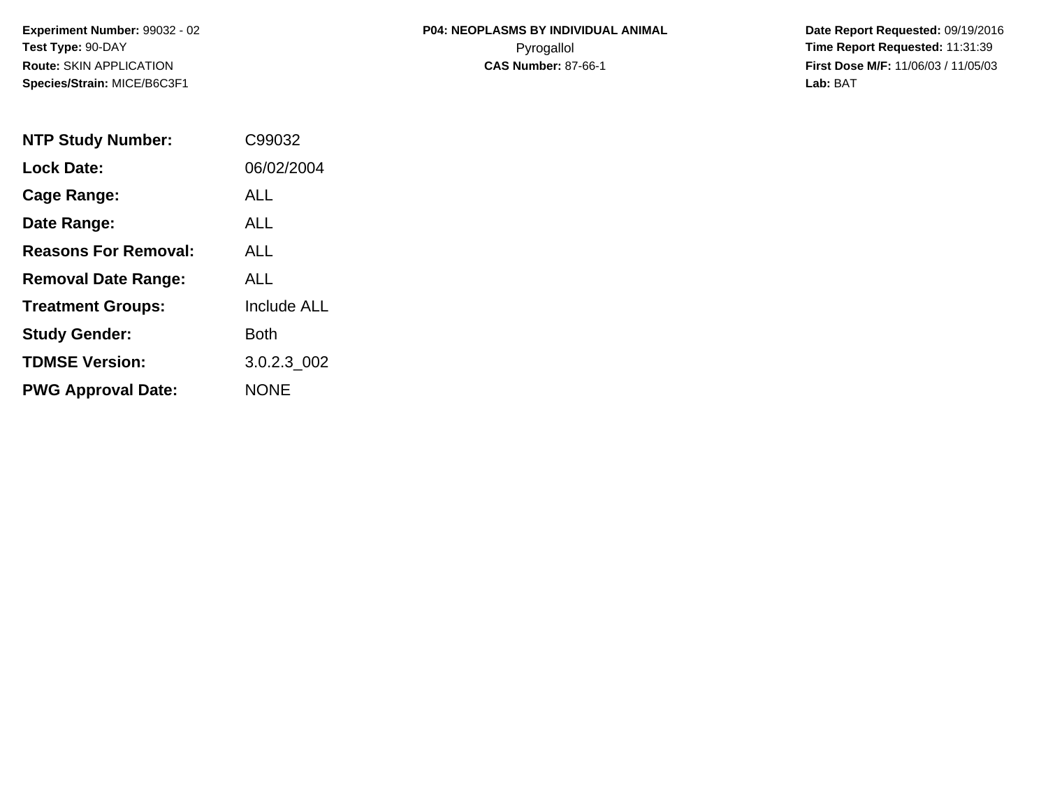**Experiment Number:** 99032 - 02
**Test Type:** 90-DAY
**Route:** SKIN APPLICATION
**Species/Strain:** MICE/B6C3F1

**P04: NEOPLASMS BY INDIVIDUAL ANIMAL**
Pyrogallol
**CAS Number:** 87-66-1

**Date Report Requested:** 09/19/2016
**Time Report Requested:** 11:31:39
**First Dose M/F:** 11/06/03 / 11/05/03
**Lab:** BAT

| | |
|---|---|
| **NTP Study Number:** | C99032 |
| **Lock Date:** | 06/02/2004 |
| **Cage Range:** | ALL |
| **Date Range:** | ALL |
| **Reasons For Removal:** | ALL |
| **Removal Date Range:** | ALL |
| **Treatment Groups:** | Include ALL |
| **Study Gender:** | Both |
| **TDMSE Version:** | 3.0.2.3_002 |
| **PWG Approval Date:** | NONE |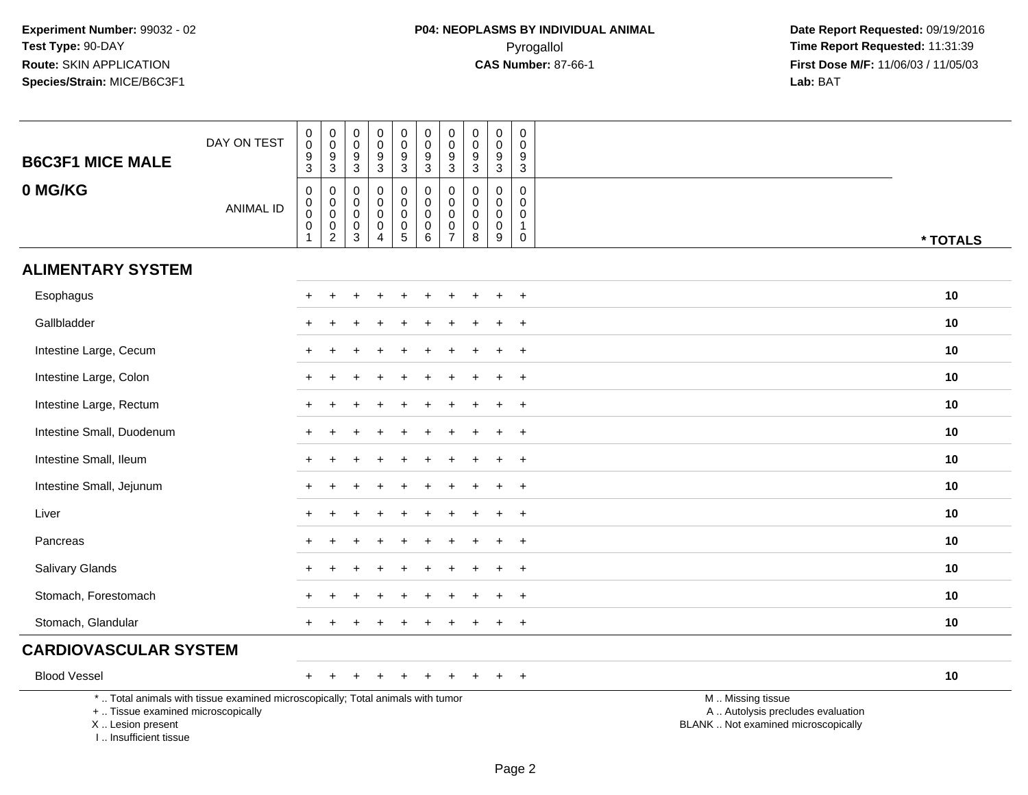**Experiment Number:** 99032 - 02
**Test Type:** 90-DAY
**Route:** SKIN APPLICATION
**Species/Strain:** MICE/B6C3F1

**P04: NEOPLASMS BY INDIVIDUAL ANIMAL**
Pyrogallol
**CAS Number:** 87-66-1

**Date Report Requested:** 09/19/2016
**Time Report Requested:** 11:31:39
**First Dose M/F:** 11/06/03 / 11/05/03
**Lab:** BAT

## B6C3F1 MICE MALE 0 MG/KG

| | | | | | | | | | | | |
|---|---|---|---|---|---|---|---|---|---|---|---|
| DAY ON TEST | 0093 | 0093 | 0093 | 0093 | 0093 | 0093 | 0093 | 0093 | 0093 | 0093 | |
| ANIMAL ID | 00001 | 00002 | 00003 | 00004 | 00005 | 00006 | 00007 | 00008 | 00009 | 00010 | * TOTALS |
| **ALIMENTARY SYSTEM** | | | | | | | | | | | |
| Esophagus | + | + | + | + | + | + | + | + | + | + | 10 |
| Gallbladder | + | + | + | + | + | + | + | + | + | + | 10 |
| Intestine Large, Cecum | + | + | + | + | + | + | + | + | + | + | 10 |
| Intestine Large, Colon | + | + | + | + | + | + | + | + | + | + | 10 |
| Intestine Large, Rectum | + | + | + | + | + | + | + | + | + | + | 10 |
| Intestine Small, Duodenum | + | + | + | + | + | + | + | + | + | + | 10 |
| Intestine Small, Ileum | + | + | + | + | + | + | + | + | + | + | 10 |
| Intestine Small, Jejunum | + | + | + | + | + | + | + | + | + | + | 10 |
| Liver | + | + | + | + | + | + | + | + | + | + | 10 |
| Pancreas | + | + | + | + | + | + | + | + | + | + | 10 |
| Salivary Glands | + | + | + | + | + | + | + | + | + | + | 10 |
| Stomach, Forestomach | + | + | + | + | + | + | + | + | + | + | 10 |
| Stomach, Glandular | + | + | + | + | + | + | + | + | + | + | 10 |
| **CARDIOVASCULAR SYSTEM** | | | | | | | | | | | |
| Blood Vessel | + | + | + | + | + | + | + | + | + | + | 10 |

* .. Total animals with tissue examined microscopically; Total animals with tumor
+ .. Tissue examined microscopically
X .. Lesion present
I .. Insufficient tissue

M .. Missing tissue
A .. Autolysis precludes evaluation
BLANK .. Not examined microscopically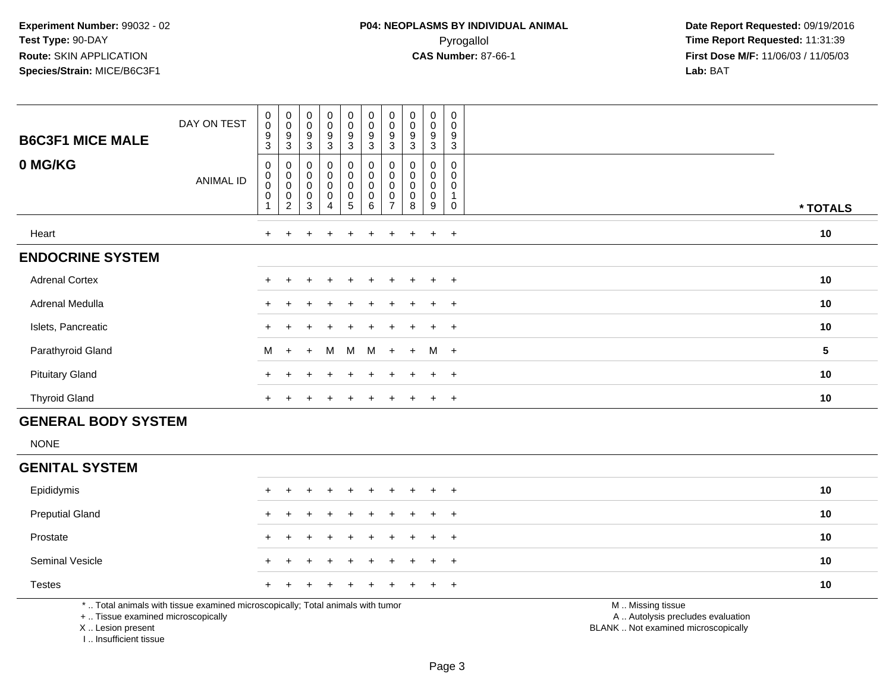**Experiment Number:** 99032 - 02
**Test Type:** 90-DAY
**Route:** SKIN APPLICATION
**Species/Strain:** MICE/B6C3F1

**P04: NEOPLASMS BY INDIVIDUAL ANIMAL**
Pyrogallol
**CAS Number:** 87-66-1

**Date Report Requested:** 09/19/2016
**Time Report Requested:** 11:31:39
**First Dose M/F:** 11/06/03 / 11/05/03
**Lab:** BAT

| B6C3F1 MICE MALE 0 MG/KG | | | | | | | | | | | |
|---|---|---|---|---|---|---|---|---|---|---|---|
| DAY ON TEST | 0093 | 0093 | 0093 | 0093 | 0093 | 0093 | 0093 | 0093 | 0093 | 0093 | |
| ANIMAL ID | 00001 | 00002 | 00003 | 00004 | 00005 | 00006 | 00007 | 00008 | 00009 | 00010 | * TOTALS |
| Heart | + | + | + | + | + | + | + | + | + | + | 10 |
| **ENDOCRINE SYSTEM** | | | | | | | | | | | |
| Adrenal Cortex | + | + | + | + | + | + | + | + | + | + | 10 |
| Adrenal Medulla | + | + | + | + | + | + | + | + | + | + | 10 |
| Islets, Pancreatic | + | + | + | + | + | + | + | + | + | + | 10 |
| Parathyroid Gland | M | + | + | M | M | M | + | + | M | + | 5 |
| Pituitary Gland | + | + | + | + | + | + | + | + | + | + | 10 |
| Thyroid Gland | + | + | + | + | + | + | + | + | + | + | 10 |
| **GENERAL BODY SYSTEM** | | | | | | | | | | | |
| NONE | | | | | | | | | | | |
| **GENITAL SYSTEM** | | | | | | | | | | | |
| Epididymis | + | + | + | + | + | + | + | + | + | + | 10 |
| Preputial Gland | + | + | + | + | + | + | + | + | + | + | 10 |
| Prostate | + | + | + | + | + | + | + | + | + | + | 10 |
| Seminal Vesicle | + | + | + | + | + | + | + | + | + | + | 10 |
| Testes | + | + | + | + | + | + | + | + | + | + | 10 |

* .. Total animals with tissue examined microscopically; Total animals with tumor
+ .. Tissue examined microscopically
X .. Lesion present
I .. Insufficient tissue

M .. Missing tissue
A .. Autolysis precludes evaluation
BLANK .. Not examined microscopically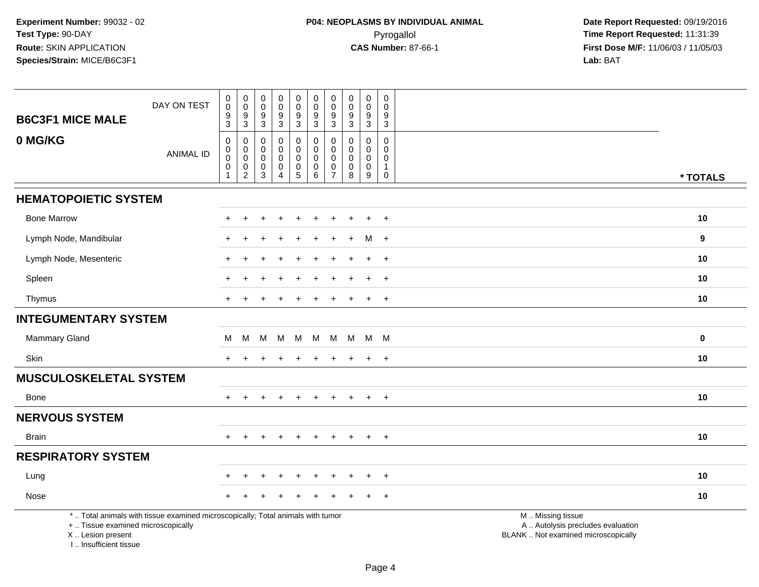**Experiment Number:** 99032 - 02
**Test Type:** 90-DAY
**Route:** SKIN APPLICATION
**Species/Strain:** MICE/B6C3F1

**P04: NEOPLASMS BY INDIVIDUAL ANIMAL**
Pyrogallol
**CAS Number:** 87-66-1

**Date Report Requested:** 09/19/2016
**Time Report Requested:** 11:31:39
**First Dose M/F:** 11/06/03 / 11/05/03
**Lab:** BAT

## B6C3F1 MICE MALE
## 0 MG/KG

| DAY ON TEST | 0093 | 0093 | 0093 | 0093 | 0093 | 0093 | 0093 | 0093 | 0093 | 0093 | |
|---|---|---|---|---|---|---|---|---|---|---|---|
| ANIMAL ID | 00001 | 00002 | 00003 | 00004 | 00005 | 00006 | 00007 | 00008 | 00009 | 00010 | * TOTALS |
| **HEMATOPOIETIC SYSTEM** | | | | | | | | | | | |
| Bone Marrow | + | + | + | + | + | + | + | + | + | + | 10 |
| Lymph Node, Mandibular | + | + | + | + | + | + | + | + | M | + | 9 |
| Lymph Node, Mesenteric | + | + | + | + | + | + | + | + | + | + | 10 |
| Spleen | + | + | + | + | + | + | + | + | + | + | 10 |
| Thymus | + | + | + | + | + | + | + | + | + | + | 10 |
| **INTEGUMENTARY SYSTEM** | | | | | | | | | | | |
| Mammary Gland | M | M | M | M | M | M | M | M | M | M | 0 |
| Skin | + | + | + | + | + | + | + | + | + | + | 10 |
| **MUSCULOSKELETAL SYSTEM** | | | | | | | | | | | |
| Bone | + | + | + | + | + | + | + | + | + | + | 10 |
| **NERVOUS SYSTEM** | | | | | | | | | | | |
| Brain | + | + | + | + | + | + | + | + | + | + | 10 |
| **RESPIRATORY SYSTEM** | | | | | | | | | | | |
| Lung | + | + | + | + | + | + | + | + | + | + | 10 |
| Nose | + | + | + | + | + | + | + | + | + | + | 10 |

* .. Total animals with tissue examined microscopically; Total animals with tumor
+ .. Tissue examined microscopically
X .. Lesion present
I .. Insufficient tissue

M .. Missing tissue
A .. Autolysis precludes evaluation
BLANK .. Not examined microscopically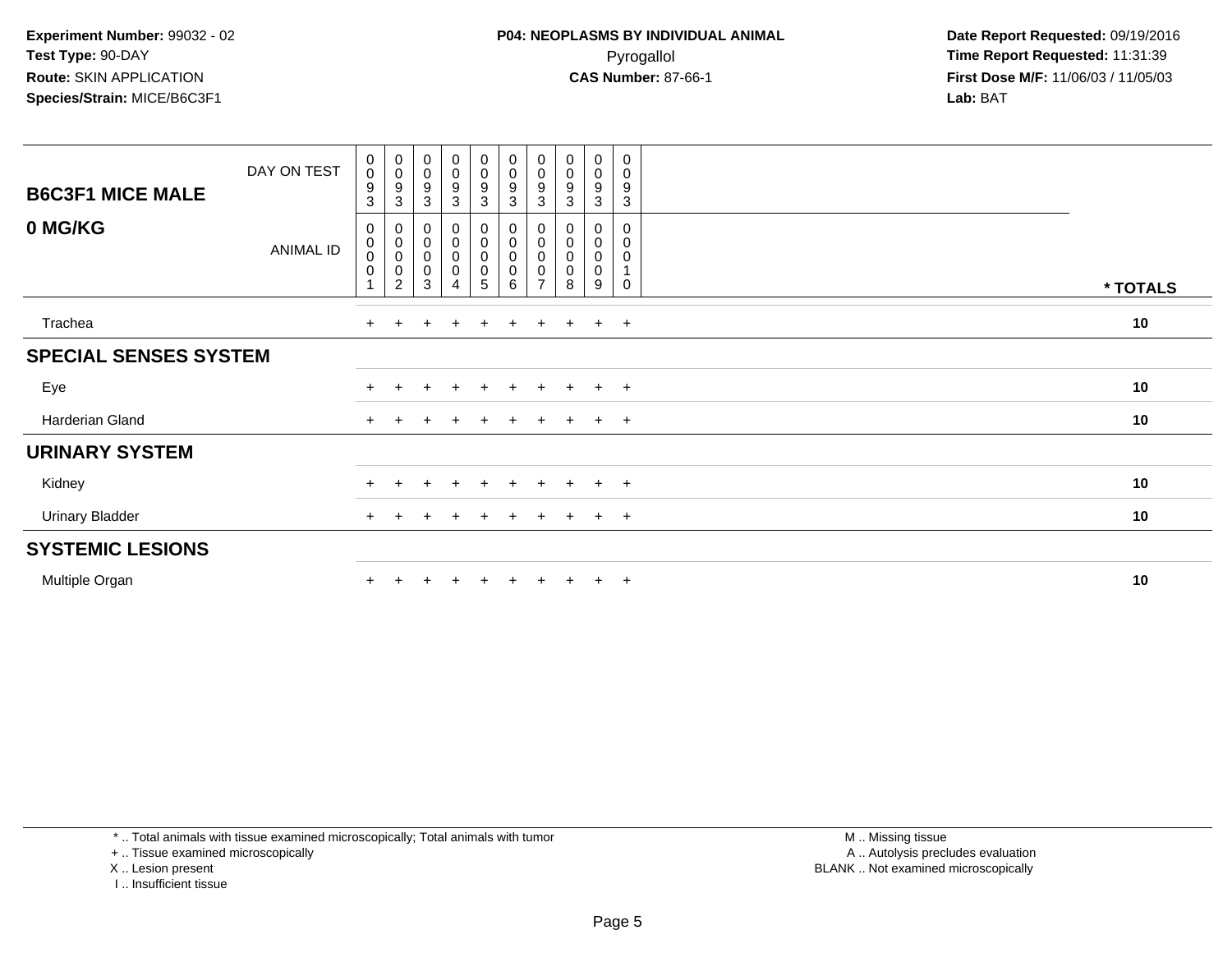**Experiment Number:** 99032 - 02
**Test Type:** 90-DAY
**Route:** SKIN APPLICATION
**Species/Strain:** MICE/B6C3F1

**P04: NEOPLASMS BY INDIVIDUAL ANIMAL**
Pyrogallol
**CAS Number:** 87-66-1

**Date Report Requested:** 09/19/2016
**Time Report Requested:** 11:31:39
**First Dose M/F:** 11/06/03 / 11/05/03
**Lab:** BAT

| B6C3F1 MICE MALE — 0 MG/KG | 0093 | 0093 | 0093 | 0093 | 0093 | 0093 | 0093 | 0093 | 0093 | 0093 | |
|---|---|---|---|---|---|---|---|---|---|---|---|
| ANIMAL ID | 00001 | 00002 | 00003 | 00004 | 00005 | 00006 | 00007 | 00008 | 00009 | 00010 | * TOTALS |
| Trachea | + | + | + | + | + | + | + | + | + | + | 10 |
| **SPECIAL SENSES SYSTEM** | | | | | | | | | | | |
| Eye | + | + | + | + | + | + | + | + | + | + | 10 |
| Harderian Gland | + | + | + | + | + | + | + | + | + | + | 10 |
| **URINARY SYSTEM** | | | | | | | | | | | |
| Kidney | + | + | + | + | + | + | + | + | + | + | 10 |
| Urinary Bladder | + | + | + | + | + | + | + | + | + | + | 10 |
| **SYSTEMIC LESIONS** | | | | | | | | | | | |
| Multiple Organ | + | + | + | + | + | + | + | + | + | + | 10 |

(DAY ON TEST row shown in header above.)

* .. Total animals with tissue examined microscopically; Total animals with tumor
+ .. Tissue examined microscopically
X .. Lesion present
I .. Insufficient tissue

M .. Missing tissue
A .. Autolysis precludes evaluation
BLANK .. Not examined microscopically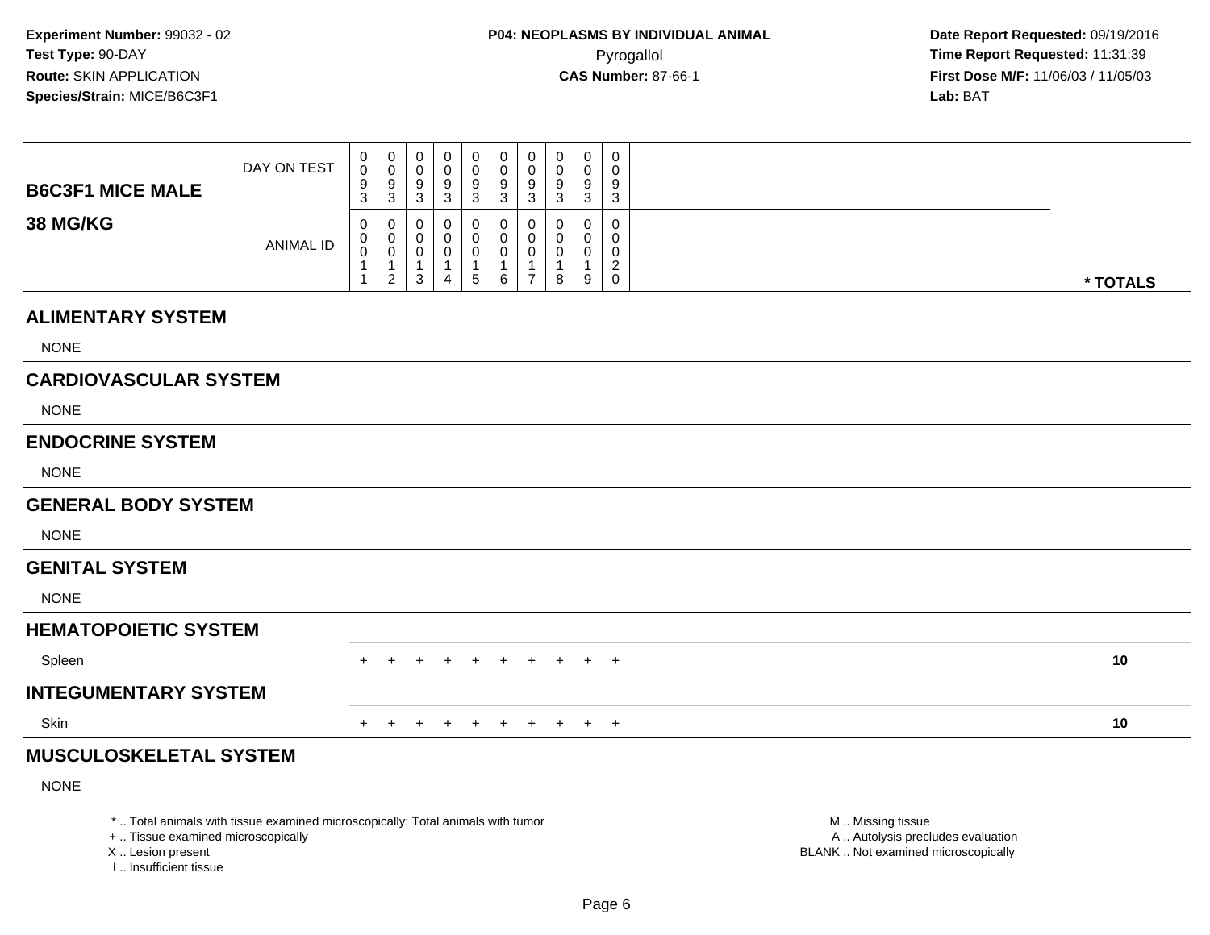**Experiment Number:** 99032 - 02
**Test Type:** 90-DAY
**Route:** SKIN APPLICATION
**Species/Strain:** MICE/B6C3F1

**P04: NEOPLASMS BY INDIVIDUAL ANIMAL**
Pyrogallol
**CAS Number:** 87-66-1

**Date Report Requested:** 09/19/2016
**Time Report Requested:** 11:31:39
**First Dose M/F:** 11/06/03 / 11/05/03
**Lab:** BAT

| **B6C3F1 MICE MALE** **38 MG/KG** | | | | | | | | | | | |
|---|---|---|---|---|---|---|---|---|---|---|---|
| DAY ON TEST | 0093 | 0093 | 0093 | 0093 | 0093 | 0093 | 0093 | 0093 | 0093 | 0093 | |
| ANIMAL ID | 00011 | 00012 | 00013 | 00014 | 00015 | 00016 | 00017 | 00018 | 00019 | 00020 | *** TOTALS** |
| **ALIMENTARY SYSTEM** | | | | | | | | | | | |
| NONE | | | | | | | | | | | |
| **CARDIOVASCULAR SYSTEM** | | | | | | | | | | | |
| NONE | | | | | | | | | | | |
| **ENDOCRINE SYSTEM** | | | | | | | | | | | |
| NONE | | | | | | | | | | | |
| **GENERAL BODY SYSTEM** | | | | | | | | | | | |
| NONE | | | | | | | | | | | |
| **GENITAL SYSTEM** | | | | | | | | | | | |
| NONE | | | | | | | | | | | |
| **HEMATOPOIETIC SYSTEM** | | | | | | | | | | | |
| Spleen | + | + | + | + | + | + | + | + | + | + | **10** |
| **INTEGUMENTARY SYSTEM** | | | | | | | | | | | |
| Skin | + | + | + | + | + | + | + | + | + | + | **10** |
| **MUSCULOSKELETAL SYSTEM** | | | | | | | | | | | |
| NONE | | | | | | | | | | | |

* .. Total animals with tissue examined microscopically; Total animals with tumor
+ .. Tissue examined microscopically
X .. Lesion present
I .. Insufficient tissue

M .. Missing tissue
A .. Autolysis precludes evaluation
BLANK .. Not examined microscopically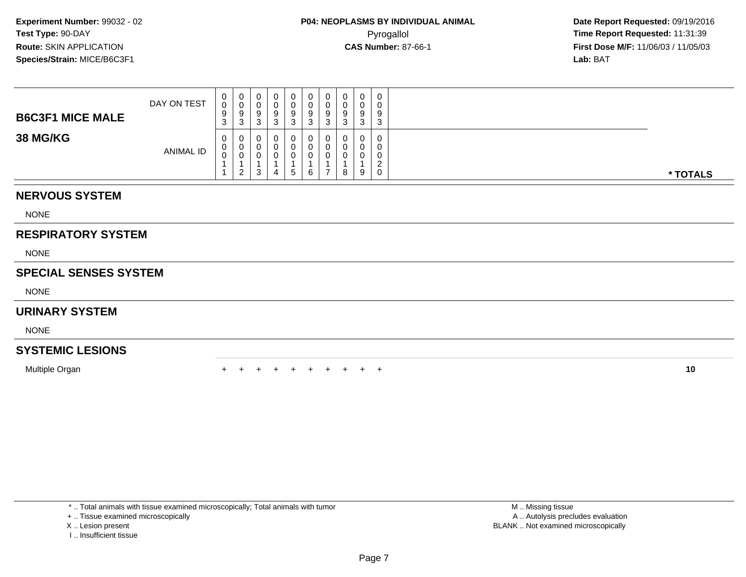**Experiment Number:** 99032 - 02
**Test Type:** 90-DAY
**Route:** SKIN APPLICATION
**Species/Strain:** MICE/B6C3F1

**P04: NEOPLASMS BY INDIVIDUAL ANIMAL**
Pyrogallol
**CAS Number:** 87-66-1

**Date Report Requested:** 09/19/2016
**Time Report Requested:** 11:31:39
**First Dose M/F:** 11/06/03 / 11/05/03
**Lab:** BAT

| **B6C3F1 MICE MALE** | | | | | | | | | | | | |
|---|---|---|---|---|---|---|---|---|---|---|---|---|
| **38 MG/KG** | DAY ON TEST | 0093 | 0093 | 0093 | 0093 | 0093 | 0093 | 0093 | 0093 | 0093 | 0093 | |
| | ANIMAL ID | 00011 | 00012 | 00013 | 00014 | 00015 | 00016 | 00017 | 00018 | 00019 | 00020 | *** TOTALS** |
| **NERVOUS SYSTEM** | | | | | | | | | | | | |
| NONE | | | | | | | | | | | | |
| **RESPIRATORY SYSTEM** | | | | | | | | | | | | |
| NONE | | | | | | | | | | | | |
| **SPECIAL SENSES SYSTEM** | | | | | | | | | | | | |
| NONE | | | | | | | | | | | | |
| **URINARY SYSTEM** | | | | | | | | | | | | |
| NONE | | | | | | | | | | | | |
| **SYSTEMIC LESIONS** | | | | | | | | | | | | |
| Multiple Organ | | + | + | + | + | + | + | + | + | + | + | **10** |

* .. Total animals with tissue examined microscopically; Total animals with tumor
+ .. Tissue examined microscopically
X .. Lesion present
I .. Insufficient tissue

M .. Missing tissue
A .. Autolysis precludes evaluation
BLANK .. Not examined microscopically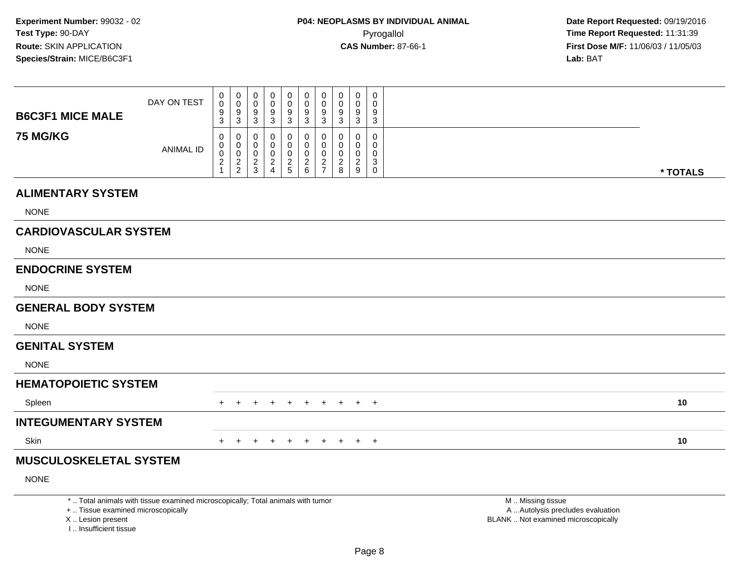**Experiment Number:** 99032 - 02
**Test Type:** 90-DAY
**Route:** SKIN APPLICATION
**Species/Strain:** MICE/B6C3F1

**P04: NEOPLASMS BY INDIVIDUAL ANIMAL**
Pyrogallol
**CAS Number:** 87-66-1

**Date Report Requested:** 09/19/2016
**Time Report Requested:** 11:31:39
**First Dose M/F:** 11/06/03 / 11/05/03
**Lab:** BAT

| **B6C3F1 MICE MALE** DAY ON TEST | 0093 | 0093 | 0093 | 0093 | 0093 | 0093 | 0093 | 0093 | 0093 | 0093 | |
|---|---|---|---|---|---|---|---|---|---|---|---|
| **75 MG/KG** ANIMAL ID | 00021 | 00022 | 00023 | 00024 | 00025 | 00026 | 00027 | 00028 | 00029 | 00030 | *** TOTALS** |
| **ALIMENTARY SYSTEM** | | | | | | | | | | | |
| NONE | | | | | | | | | | | |
| **CARDIOVASCULAR SYSTEM** | | | | | | | | | | | |
| NONE | | | | | | | | | | | |
| **ENDOCRINE SYSTEM** | | | | | | | | | | | |
| NONE | | | | | | | | | | | |
| **GENERAL BODY SYSTEM** | | | | | | | | | | | |
| NONE | | | | | | | | | | | |
| **GENITAL SYSTEM** | | | | | | | | | | | |
| NONE | | | | | | | | | | | |
| **HEMATOPOIETIC SYSTEM** | | | | | | | | | | | |
| Spleen | + | + | + | + | + | + | + | + | + | + | **10** |
| **INTEGUMENTARY SYSTEM** | | | | | | | | | | | |
| Skin | + | + | + | + | + | + | + | + | + | + | **10** |
| **MUSCULOSKELETAL SYSTEM** | | | | | | | | | | | |
| NONE | | | | | | | | | | | |

* .. Total animals with tissue examined microscopically; Total animals with tumor
+ .. Tissue examined microscopically
X .. Lesion present
I .. Insufficient tissue

M .. Missing tissue
A .. Autolysis precludes evaluation
BLANK .. Not examined microscopically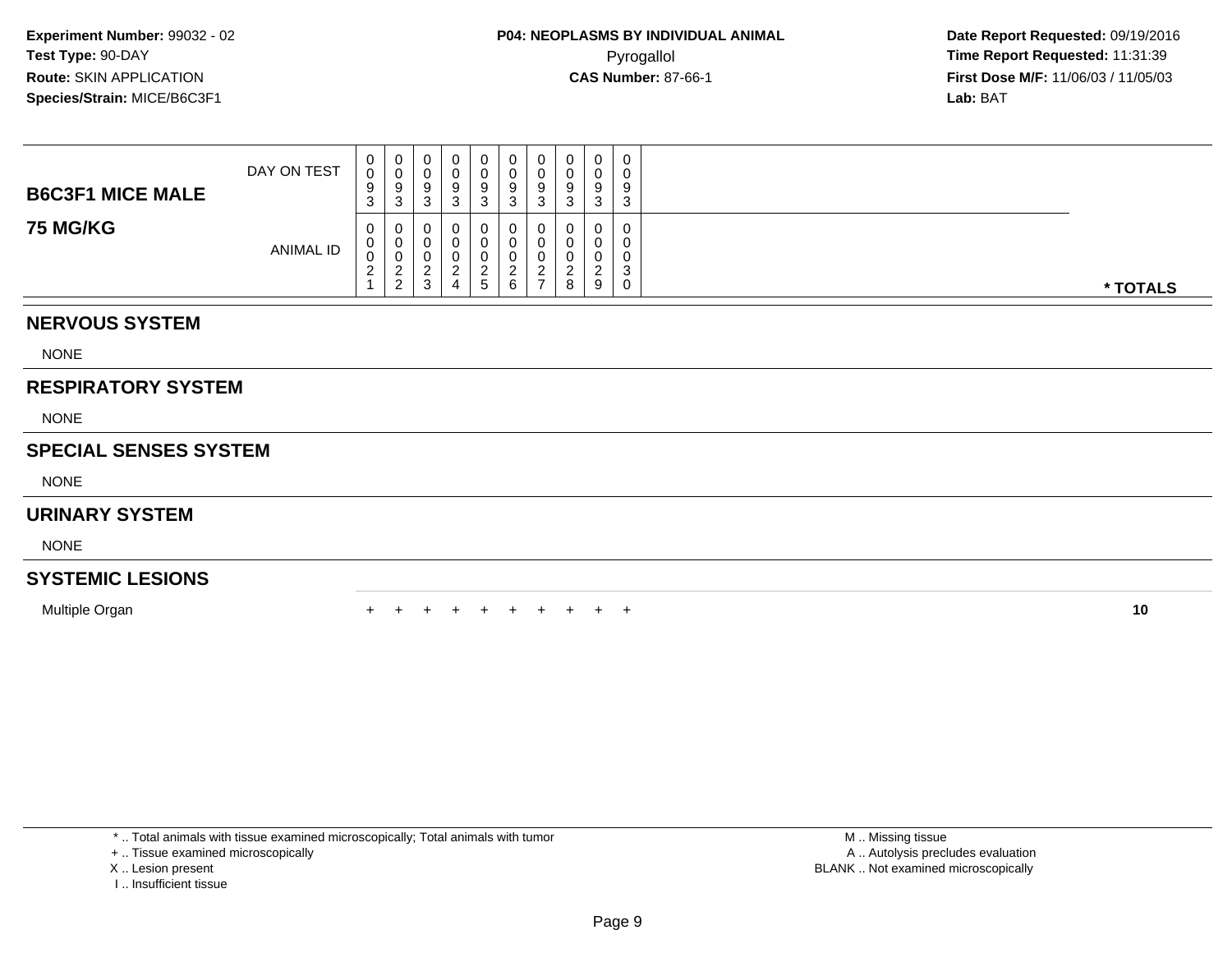**Experiment Number:** 99032 - 02
**Test Type:** 90-DAY
**Route:** SKIN APPLICATION
**Species/Strain:** MICE/B6C3F1

**P04: NEOPLASMS BY INDIVIDUAL ANIMAL**
Pyrogallol
**CAS Number:** 87-66-1

**Date Report Requested:** 09/19/2016
**Time Report Requested:** 11:31:39
**First Dose M/F:** 11/06/03 / 11/05/03
**Lab:** BAT

| B6C3F1 MICE MALE 75 MG/KG | | | | | | | | | | | |
|---|---|---|---|---|---|---|---|---|---|---|---|
| DAY ON TEST | 0093 | 0093 | 0093 | 0093 | 0093 | 0093 | 0093 | 0093 | 0093 | 0093 | |
| ANIMAL ID | 00021 | 00022 | 00023 | 00024 | 00025 | 00026 | 00027 | 00028 | 00029 | 00030 | * TOTALS |
| **NERVOUS SYSTEM** | | | | | | | | | | | |
| NONE | | | | | | | | | | | |
| **RESPIRATORY SYSTEM** | | | | | | | | | | | |
| NONE | | | | | | | | | | | |
| **SPECIAL SENSES SYSTEM** | | | | | | | | | | | |
| NONE | | | | | | | | | | | |
| **URINARY SYSTEM** | | | | | | | | | | | |
| NONE | | | | | | | | | | | |
| **SYSTEMIC LESIONS** | | | | | | | | | | | |
| Multiple Organ | + | + | + | + | + | + | + | + | + | + | 10 |

* .. Total animals with tissue examined microscopically; Total animals with tumor
+ .. Tissue examined microscopically
X .. Lesion present
I .. Insufficient tissue

M .. Missing tissue
A .. Autolysis precludes evaluation
BLANK .. Not examined microscopically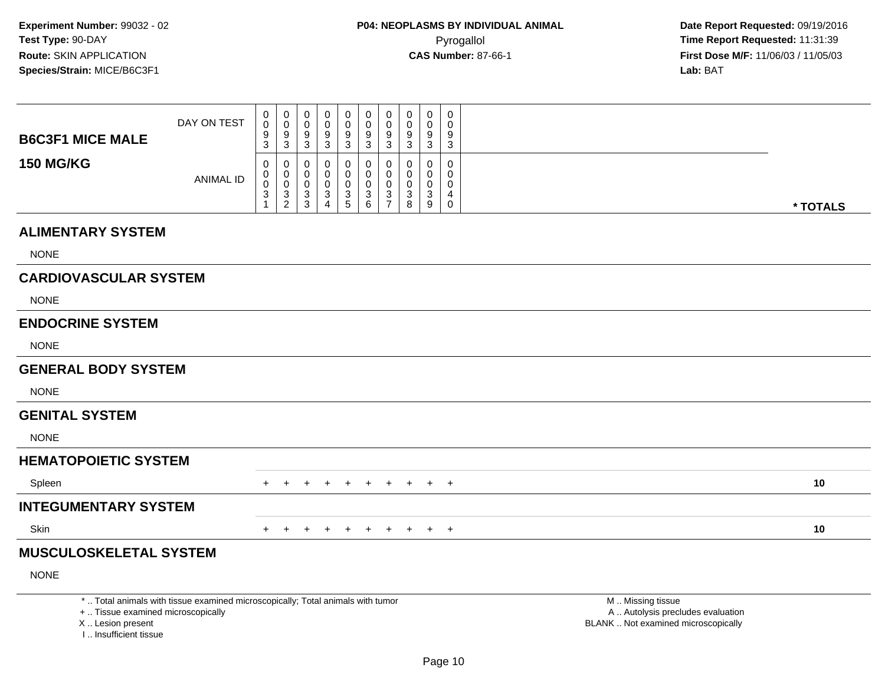**Experiment Number:** 99032 - 02
**Test Type:** 90-DAY
**Route:** SKIN APPLICATION
**Species/Strain:** MICE/B6C3F1

**P04: NEOPLASMS BY INDIVIDUAL ANIMAL**
Pyrogallol
**CAS Number:** 87-66-1

**Date Report Requested:** 09/19/2016
**Time Report Requested:** 11:31:39
**First Dose M/F:** 11/06/03 / 11/05/03
**Lab:** BAT

**B6C3F1 MICE MALE**
**150 MG/KG**

| | | | | | | | | | | | |
|---|---|---|---|---|---|---|---|---|---|---|---|
| DAY ON TEST | 0093 | 0093 | 0093 | 0093 | 0093 | 0093 | 0093 | 0093 | 0093 | 0093 | |
| ANIMAL ID | 00031 | 00032 | 00033 | 00034 | 00035 | 00036 | 00037 | 00038 | 00039 | 00040 | * TOTALS |
| **ALIMENTARY SYSTEM** | | | | | | | | | | | |
| NONE | | | | | | | | | | | |
| **CARDIOVASCULAR SYSTEM** | | | | | | | | | | | |
| NONE | | | | | | | | | | | |
| **ENDOCRINE SYSTEM** | | | | | | | | | | | |
| NONE | | | | | | | | | | | |
| **GENERAL BODY SYSTEM** | | | | | | | | | | | |
| NONE | | | | | | | | | | | |
| **GENITAL SYSTEM** | | | | | | | | | | | |
| NONE | | | | | | | | | | | |
| **HEMATOPOIETIC SYSTEM** | | | | | | | | | | | |
| Spleen | + | + | + | + | + | + | + | + | + | + | 10 |
| **INTEGUMENTARY SYSTEM** | | | | | | | | | | | |
| Skin | + | + | + | + | + | + | + | + | + | + | 10 |
| **MUSCULOSKELETAL SYSTEM** | | | | | | | | | | | |
| NONE | | | | | | | | | | | |

* .. Total animals with tissue examined microscopically; Total animals with tumor
+ .. Tissue examined microscopically
X .. Lesion present
I .. Insufficient tissue

M .. Missing tissue
A .. Autolysis precludes evaluation
BLANK .. Not examined microscopically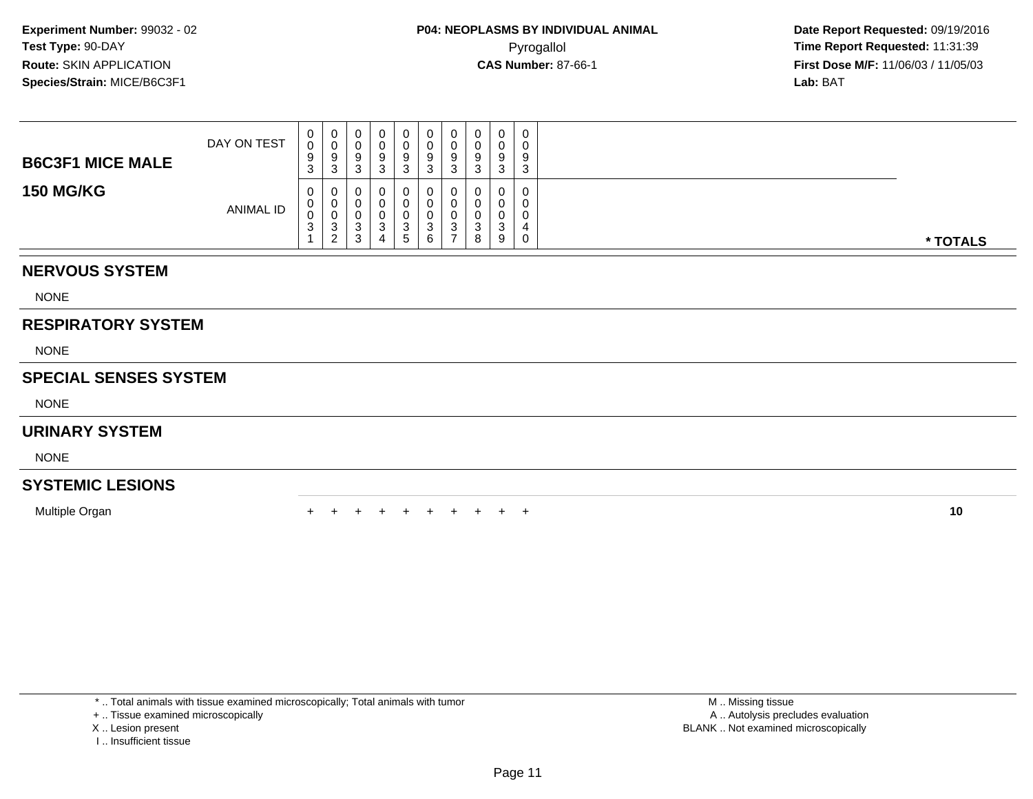**Experiment Number:** 99032 - 02
**Test Type:** 90-DAY
**Route:** SKIN APPLICATION
**Species/Strain:** MICE/B6C3F1

**P04: NEOPLASMS BY INDIVIDUAL ANIMAL**
Pyrogallol
**CAS Number:** 87-66-1

**Date Report Requested:** 09/19/2016
**Time Report Requested:** 11:31:39
**First Dose M/F:** 11/06/03 / 11/05/03
**Lab:** BAT

## B6C3F1 MICE MALE
## 150 MG/KG

| DAY ON TEST | 0093 | 0093 | 0093 | 0093 | 0093 | 0093 | 0093 | 0093 | 0093 | 0093 | |
|---|---|---|---|---|---|---|---|---|---|---|---|
| **ANIMAL ID** | 00031 | 00032 | 00033 | 00034 | 00035 | 00036 | 00037 | 00038 | 00039 | 00040 | *** TOTALS** |
| **NERVOUS SYSTEM** | | | | | | | | | | | |
| NONE | | | | | | | | | | | |
| **RESPIRATORY SYSTEM** | | | | | | | | | | | |
| NONE | | | | | | | | | | | |
| **SPECIAL SENSES SYSTEM** | | | | | | | | | | | |
| NONE | | | | | | | | | | | |
| **URINARY SYSTEM** | | | | | | | | | | | |
| NONE | | | | | | | | | | | |
| **SYSTEMIC LESIONS** | | | | | | | | | | | |
| Multiple Organ | + | + | + | + | + | + | + | + | + | + | **10** |

* .. Total animals with tissue examined microscopically; Total animals with tumor
+ .. Tissue examined microscopically
X .. Lesion present
I .. Insufficient tissue

M .. Missing tissue
A .. Autolysis precludes evaluation
BLANK .. Not examined microscopically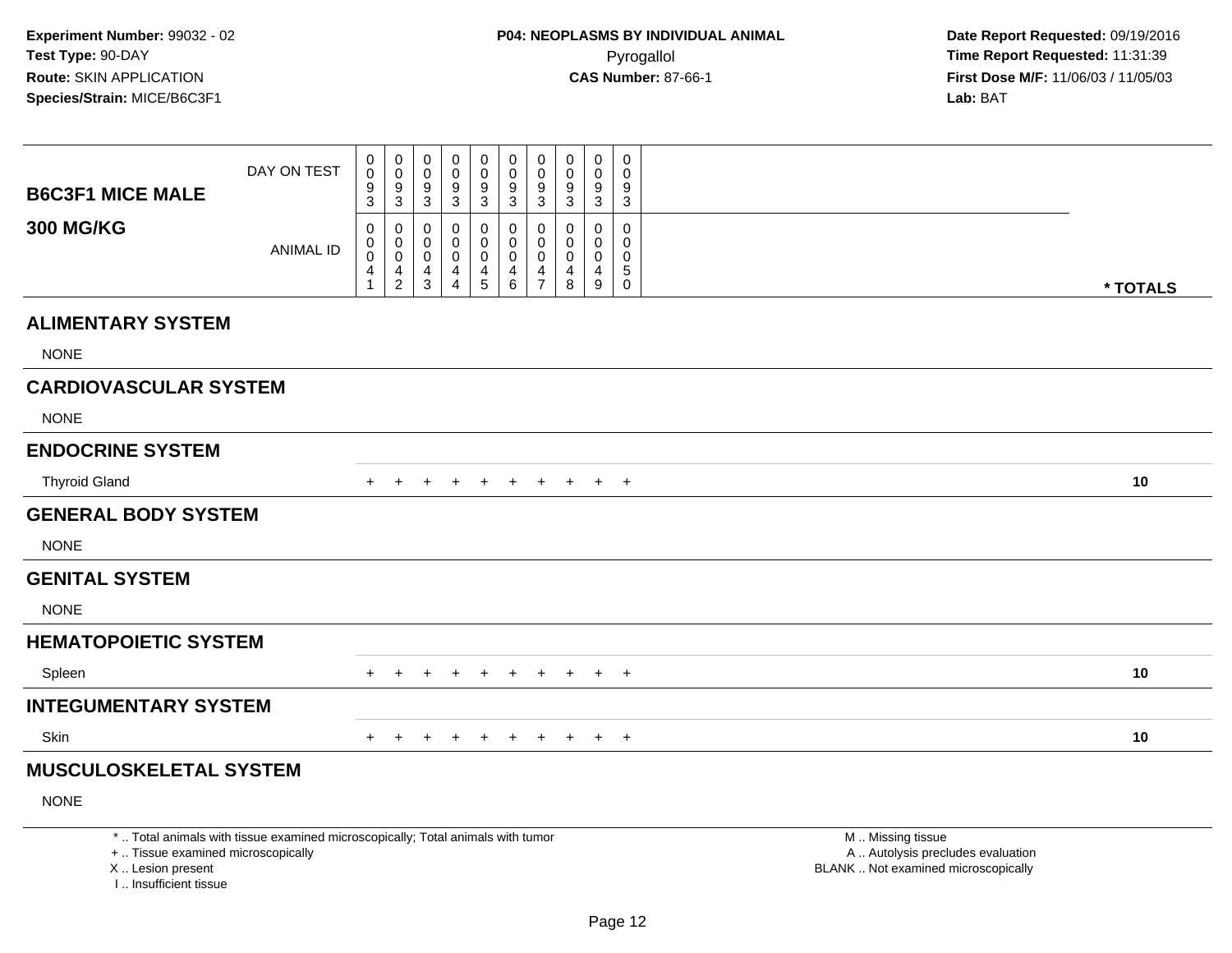**Experiment Number:** 99032 - 02
**Test Type:** 90-DAY
**Route:** SKIN APPLICATION
**Species/Strain:** MICE/B6C3F1

**P04: NEOPLASMS BY INDIVIDUAL ANIMAL**
Pyrogallol
**CAS Number:** 87-66-1

**Date Report Requested:** 09/19/2016
**Time Report Requested:** 11:31:39
**First Dose M/F:** 11/06/03 / 11/05/03
**Lab:** BAT

| **B6C3F1 MICE MALE** DAY ON TEST | 0093 | 0093 | 0093 | 0093 | 0093 | 0093 | 0093 | 0093 | 0093 | 0093 | |
|---|---|---|---|---|---|---|---|---|---|---|---|
| **300 MG/KG** ANIMAL ID | 00041 | 00042 | 00043 | 00044 | 00045 | 00046 | 00047 | 00048 | 00049 | 00050 | *** TOTALS** |
| **ALIMENTARY SYSTEM** | | | | | | | | | | | |
| NONE | | | | | | | | | | | |
| **CARDIOVASCULAR SYSTEM** | | | | | | | | | | | |
| NONE | | | | | | | | | | | |
| **ENDOCRINE SYSTEM** | | | | | | | | | | | |
| Thyroid Gland | + | + | + | + | + | + | + | + | + | + | **10** |
| **GENERAL BODY SYSTEM** | | | | | | | | | | | |
| NONE | | | | | | | | | | | |
| **GENITAL SYSTEM** | | | | | | | | | | | |
| NONE | | | | | | | | | | | |
| **HEMATOPOIETIC SYSTEM** | | | | | | | | | | | |
| Spleen | + | + | + | + | + | + | + | + | + | + | **10** |
| **INTEGUMENTARY SYSTEM** | | | | | | | | | | | |
| Skin | + | + | + | + | + | + | + | + | + | + | **10** |
| **MUSCULOSKELETAL SYSTEM** | | | | | | | | | | | |
| NONE | | | | | | | | | | | |

* .. Total animals with tissue examined microscopically; Total animals with tumor
+ .. Tissue examined microscopically
X .. Lesion present
I .. Insufficient tissue

M .. Missing tissue
A .. Autolysis precludes evaluation
BLANK .. Not examined microscopically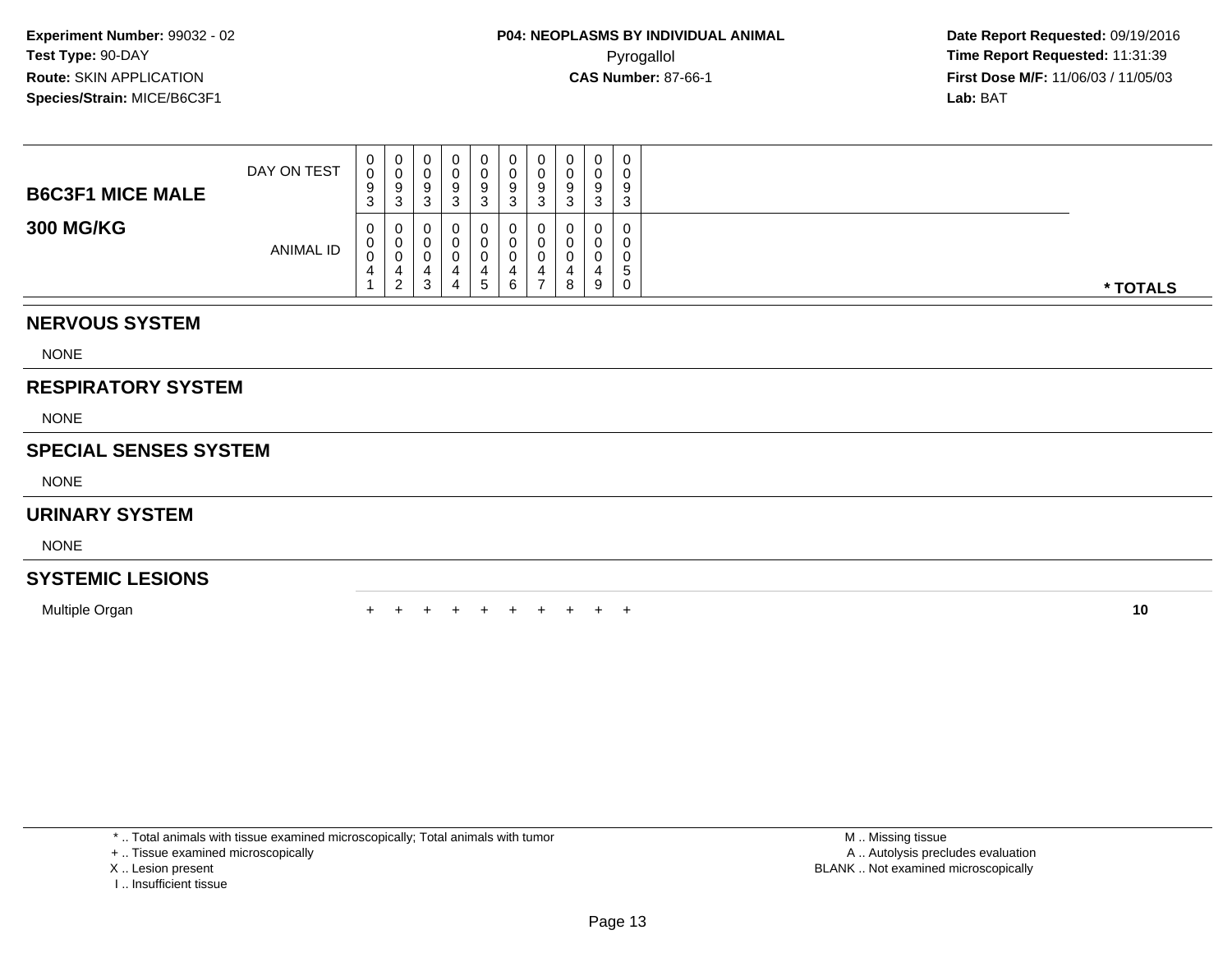**Experiment Number:** 99032 - 02
**Test Type:** 90-DAY
**Route:** SKIN APPLICATION
**Species/Strain:** MICE/B6C3F1

**P04: NEOPLASMS BY INDIVIDUAL ANIMAL**
Pyrogallol
**CAS Number:** 87-66-1

**Date Report Requested:** 09/19/2016
**Time Report Requested:** 11:31:39
**First Dose M/F:** 11/06/03 / 11/05/03
**Lab:** BAT

| **B6C3F1 MICE MALE** **300 MG/KG** | | | | | | | | | | | |
|---|---|---|---|---|---|---|---|---|---|---|---|
| DAY ON TEST | 0093 | 0093 | 0093 | 0093 | 0093 | 0093 | 0093 | 0093 | 0093 | 0093 | |
| ANIMAL ID | 00041 | 00042 | 00043 | 00044 | 00045 | 00046 | 00047 | 00048 | 00049 | 00050 | *** TOTALS** |
| **NERVOUS SYSTEM** | | | | | | | | | | | |
| NONE | | | | | | | | | | | |
| **RESPIRATORY SYSTEM** | | | | | | | | | | | |
| NONE | | | | | | | | | | | |
| **SPECIAL SENSES SYSTEM** | | | | | | | | | | | |
| NONE | | | | | | | | | | | |
| **URINARY SYSTEM** | | | | | | | | | | | |
| NONE | | | | | | | | | | | |
| **SYSTEMIC LESIONS** | | | | | | | | | | | |
| Multiple Organ | + | + | + | + | + | + | + | + | + | + | **10** |

* .. Total animals with tissue examined microscopically; Total animals with tumor
+ .. Tissue examined microscopically
X .. Lesion present
I .. Insufficient tissue

M .. Missing tissue
A .. Autolysis precludes evaluation
BLANK .. Not examined microscopically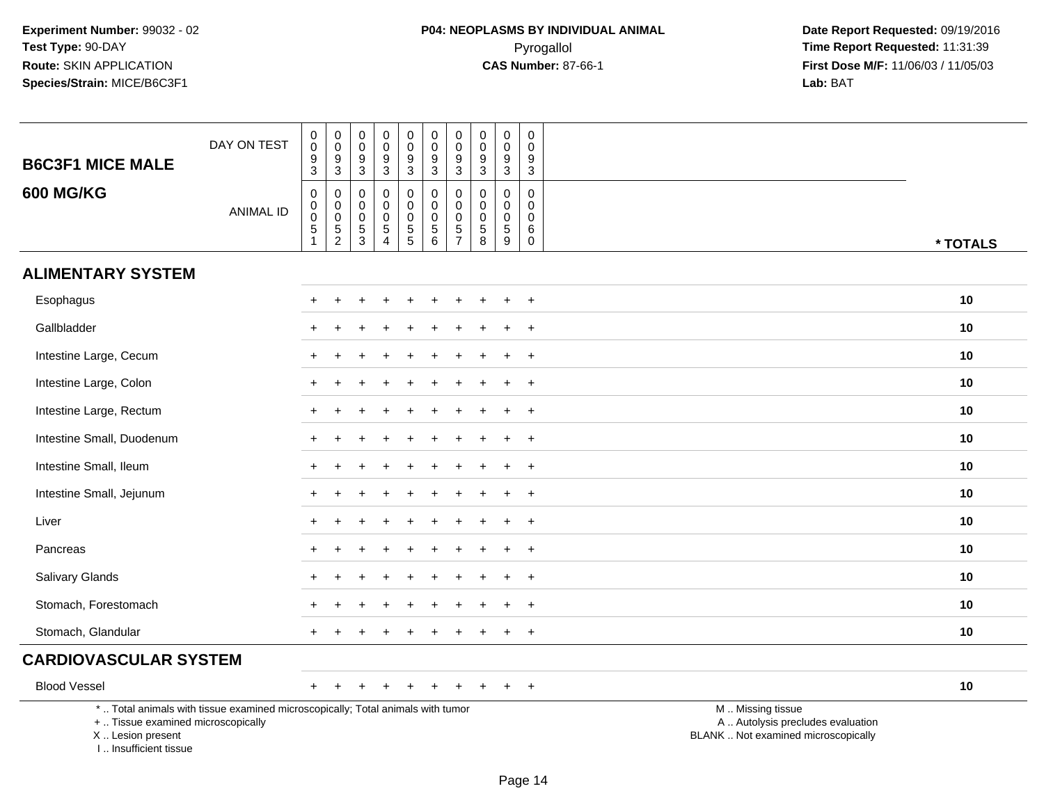**Experiment Number:** 99032 - 02
**Test Type:** 90-DAY
**Route:** SKIN APPLICATION
**Species/Strain:** MICE/B6C3F1

**P04: NEOPLASMS BY INDIVIDUAL ANIMAL**
Pyrogallol
**CAS Number:** 87-66-1

**Date Report Requested:** 09/19/2016
**Time Report Requested:** 11:31:39
**First Dose M/F:** 11/06/03 / 11/05/03
**Lab:** BAT

## B6C3F1 MICE MALE
## 600 MG/KG

| | | | | | | | | | | | |
|---|---|---|---|---|---|---|---|---|---|---|---|
| DAY ON TEST | 0093 | 0093 | 0093 | 0093 | 0093 | 0093 | 0093 | 0093 | 0093 | 0093 | |
| ANIMAL ID | 00051 | 00052 | 00053 | 00054 | 00055 | 00056 | 00057 | 00058 | 00059 | 00060 | * TOTALS |
| **ALIMENTARY SYSTEM** | | | | | | | | | | | |
| Esophagus | + | + | + | + | + | + | + | + | + | + | 10 |
| Gallbladder | + | + | + | + | + | + | + | + | + | + | 10 |
| Intestine Large, Cecum | + | + | + | + | + | + | + | + | + | + | 10 |
| Intestine Large, Colon | + | + | + | + | + | + | + | + | + | + | 10 |
| Intestine Large, Rectum | + | + | + | + | + | + | + | + | + | + | 10 |
| Intestine Small, Duodenum | + | + | + | + | + | + | + | + | + | + | 10 |
| Intestine Small, Ileum | + | + | + | + | + | + | + | + | + | + | 10 |
| Intestine Small, Jejunum | + | + | + | + | + | + | + | + | + | + | 10 |
| Liver | + | + | + | + | + | + | + | + | + | + | 10 |
| Pancreas | + | + | + | + | + | + | + | + | + | + | 10 |
| Salivary Glands | + | + | + | + | + | + | + | + | + | + | 10 |
| Stomach, Forestomach | + | + | + | + | + | + | + | + | + | + | 10 |
| Stomach, Glandular | + | + | + | + | + | + | + | + | + | + | 10 |
| **CARDIOVASCULAR SYSTEM** | | | | | | | | | | | |
| Blood Vessel | + | + | + | + | + | + | + | + | + | + | 10 |

* .. Total animals with tissue examined microscopically; Total animals with tumor
+ .. Tissue examined microscopically
X .. Lesion present
I .. Insufficient tissue

M .. Missing tissue
A .. Autolysis precludes evaluation
BLANK .. Not examined microscopically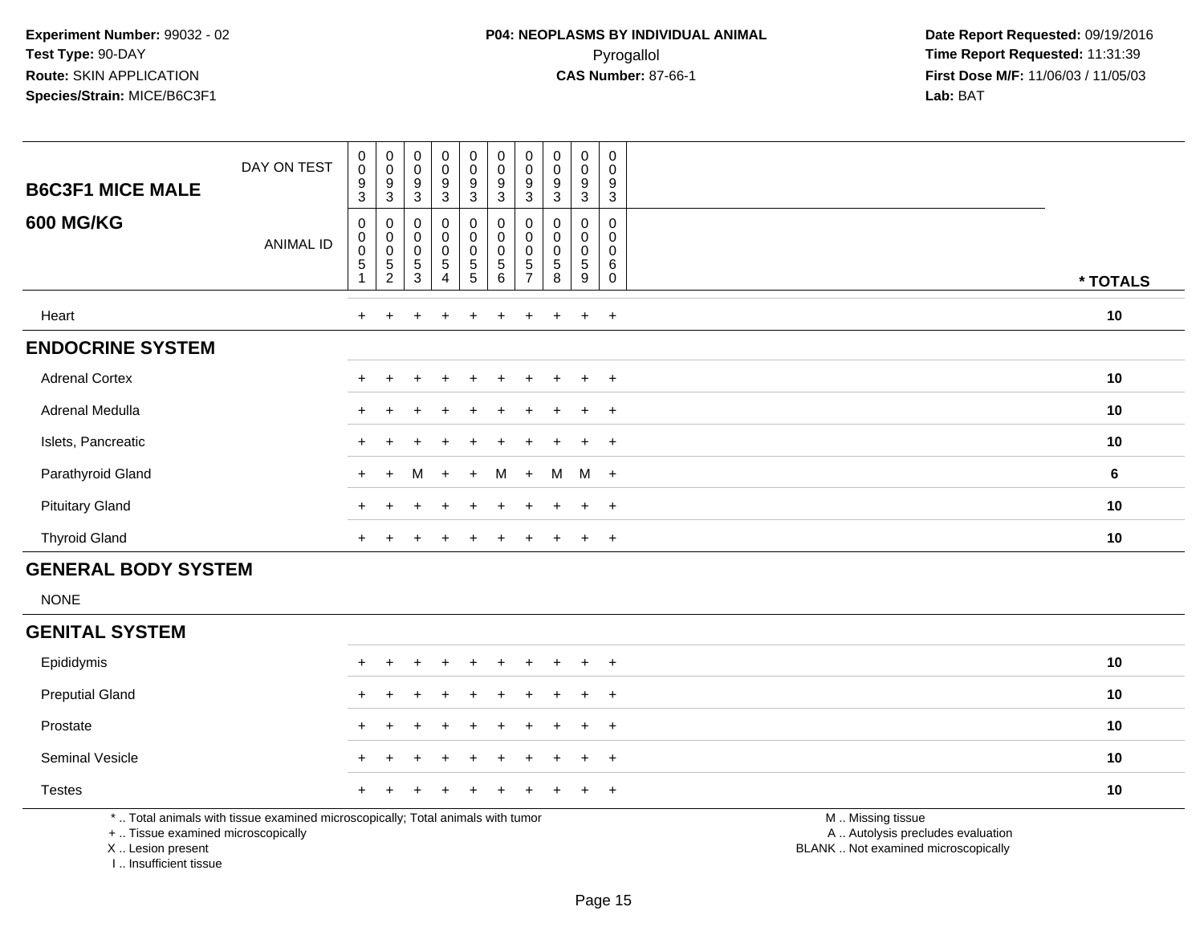**Experiment Number:** 99032 - 02
**Test Type:** 90-DAY
**Route:** SKIN APPLICATION
**Species/Strain:** MICE/B6C3F1

**P04: NEOPLASMS BY INDIVIDUAL ANIMAL**
Pyrogallol
**CAS Number:** 87-66-1

**Date Report Requested:** 09/19/2016
**Time Report Requested:** 11:31:39
**First Dose M/F:** 11/06/03 / 11/05/03
**Lab:** BAT

| B6C3F1 MICE MALE 600 MG/KG | | | | | | | | | | | |
|---|---|---|---|---|---|---|---|---|---|---|---|
| DAY ON TEST | 0093 | 0093 | 0093 | 0093 | 0093 | 0093 | 0093 | 0093 | 0093 | 0093 | |
| ANIMAL ID | 00051 | 00052 | 00053 | 00054 | 00055 | 00056 | 00057 | 00058 | 00059 | 00060 | * TOTALS |
| Heart | + | + | + | + | + | + | + | + | + | + | 10 |
| **ENDOCRINE SYSTEM** | | | | | | | | | | | |
| Adrenal Cortex | + | + | + | + | + | + | + | + | + | + | 10 |
| Adrenal Medulla | + | + | + | + | + | + | + | + | + | + | 10 |
| Islets, Pancreatic | + | + | + | + | + | + | + | + | + | + | 10 |
| Parathyroid Gland | + | + | M | + | + | M | + | M | M | + | 6 |
| Pituitary Gland | + | + | + | + | + | + | + | + | + | + | 10 |
| Thyroid Gland | + | + | + | + | + | + | + | + | + | + | 10 |
| **GENERAL BODY SYSTEM** | | | | | | | | | | | |
| NONE | | | | | | | | | | | |
| **GENITAL SYSTEM** | | | | | | | | | | | |
| Epididymis | + | + | + | + | + | + | + | + | + | + | 10 |
| Preputial Gland | + | + | + | + | + | + | + | + | + | + | 10 |
| Prostate | + | + | + | + | + | + | + | + | + | + | 10 |
| Seminal Vesicle | + | + | + | + | + | + | + | + | + | + | 10 |
| Testes | + | + | + | + | + | + | + | + | + | + | 10 |

* .. Total animals with tissue examined microscopically; Total animals with tumor
+ .. Tissue examined microscopically
X .. Lesion present
I .. Insufficient tissue

M .. Missing tissue
A .. Autolysis precludes evaluation
BLANK .. Not examined microscopically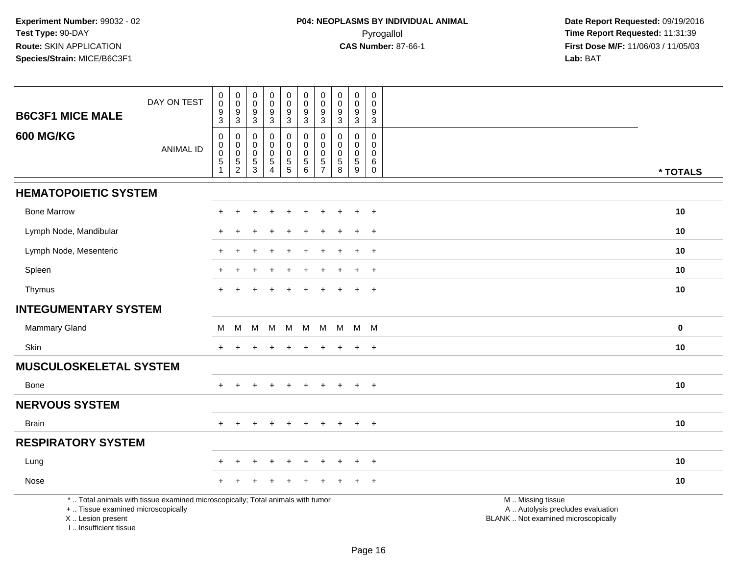**Experiment Number:** 99032 - 02
**Test Type:** 90-DAY
**Route:** SKIN APPLICATION
**Species/Strain:** MICE/B6C3F1

**P04: NEOPLASMS BY INDIVIDUAL ANIMAL**
Pyrogallol
**CAS Number:** 87-66-1

**Date Report Requested:** 09/19/2016
**Time Report Requested:** 11:31:39
**First Dose M/F:** 11/06/03 / 11/05/03
**Lab:** BAT

| B6C3F1 MICE MALE 600 MG/KG | | | | | | | | | | | |
|---|---|---|---|---|---|---|---|---|---|---|---|
| DAY ON TEST | 0093 | 0093 | 0093 | 0093 | 0093 | 0093 | 0093 | 0093 | 0093 | 0093 | |
| ANIMAL ID | 00051 | 00052 | 00053 | 00054 | 00055 | 00056 | 00057 | 00058 | 00059 | 00060 | * TOTALS |
| **HEMATOPOIETIC SYSTEM** | | | | | | | | | | | |
| Bone Marrow | + | + | + | + | + | + | + | + | + | + | 10 |
| Lymph Node, Mandibular | + | + | + | + | + | + | + | + | + | + | 10 |
| Lymph Node, Mesenteric | + | + | + | + | + | + | + | + | + | + | 10 |
| Spleen | + | + | + | + | + | + | + | + | + | + | 10 |
| Thymus | + | + | + | + | + | + | + | + | + | + | 10 |
| **INTEGUMENTARY SYSTEM** | | | | | | | | | | | |
| Mammary Gland | M | M | M | M | M | M | M | M | M | M | 0 |
| Skin | + | + | + | + | + | + | + | + | + | + | 10 |
| **MUSCULOSKELETAL SYSTEM** | | | | | | | | | | | |
| Bone | + | + | + | + | + | + | + | + | + | + | 10 |
| **NERVOUS SYSTEM** | | | | | | | | | | | |
| Brain | + | + | + | + | + | + | + | + | + | + | 10 |
| **RESPIRATORY SYSTEM** | | | | | | | | | | | |
| Lung | + | + | + | + | + | + | + | + | + | + | 10 |
| Nose | + | + | + | + | + | + | + | + | + | + | 10 |

* .. Total animals with tissue examined microscopically; Total animals with tumor
+ .. Tissue examined microscopically
X .. Lesion present
I .. Insufficient tissue

M .. Missing tissue
A .. Autolysis precludes evaluation
BLANK .. Not examined microscopically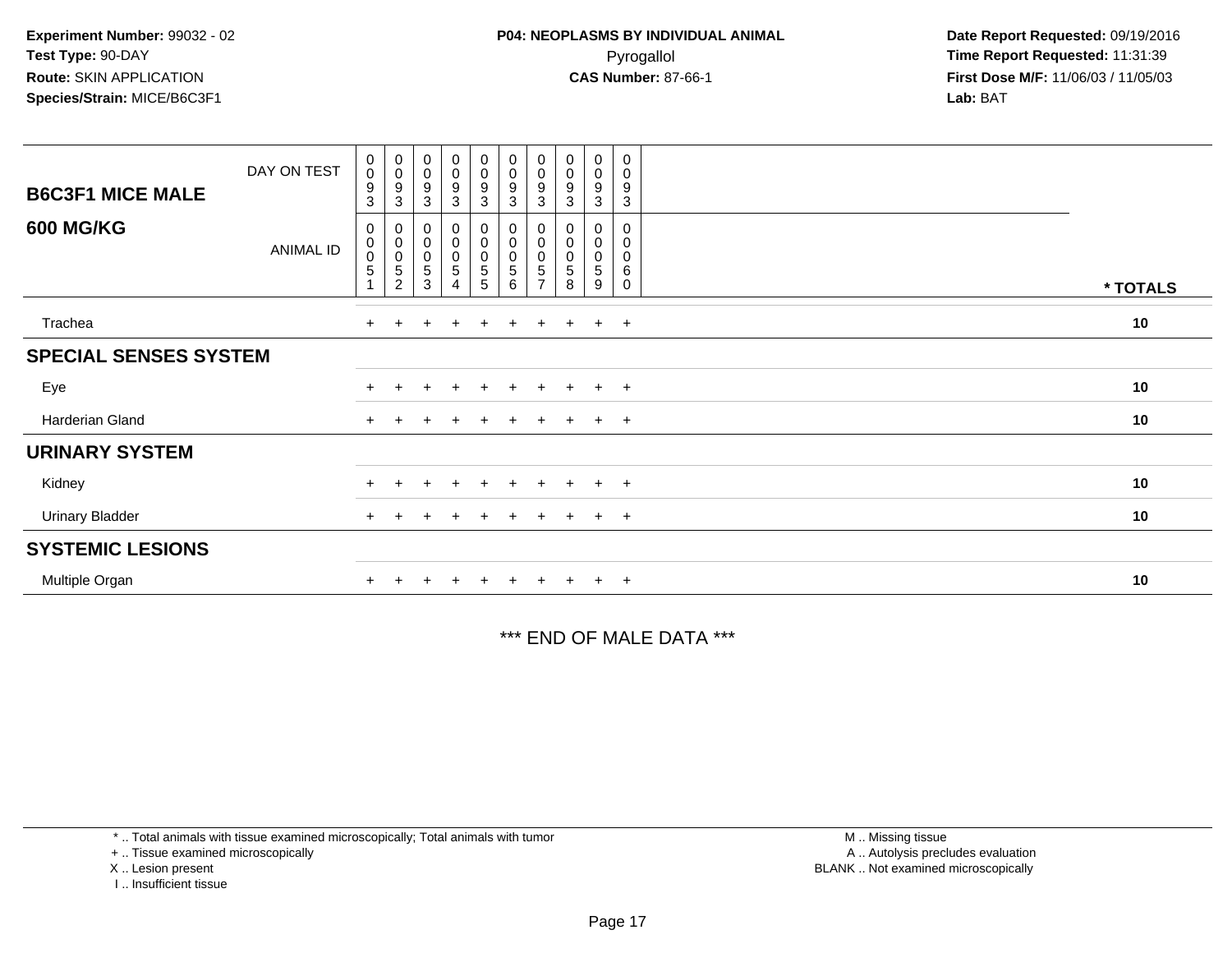**Experiment Number:** 99032 - 02
**Test Type:** 90-DAY
**Route:** SKIN APPLICATION
**Species/Strain:** MICE/B6C3F1

**P04: NEOPLASMS BY INDIVIDUAL ANIMAL**
Pyrogallol
**CAS Number:** 87-66-1

**Date Report Requested:** 09/19/2016
**Time Report Requested:** 11:31:39
**First Dose M/F:** 11/06/03 / 11/05/03
**Lab:** BAT

| B6C3F1 MICE MALE 600 MG/KG | | | | | | | | | | | |
|---|---|---|---|---|---|---|---|---|---|---|---|
| DAY ON TEST | 0093 | 0093 | 0093 | 0093 | 0093 | 0093 | 0093 | 0093 | 0093 | 0093 | |
| ANIMAL ID | 00051 | 00052 | 00053 | 00054 | 00055 | 00056 | 00057 | 00058 | 00059 | 00060 | * TOTALS |
| Trachea | + | + | + | + | + | + | + | + | + | + | 10 |
| **SPECIAL SENSES SYSTEM** | | | | | | | | | | | |
| Eye | + | + | + | + | + | + | + | + | + | + | 10 |
| Harderian Gland | + | + | + | + | + | + | + | + | + | + | 10 |
| **URINARY SYSTEM** | | | | | | | | | | | |
| Kidney | + | + | + | + | + | + | + | + | + | + | 10 |
| Urinary Bladder | + | + | + | + | + | + | + | + | + | + | 10 |
| **SYSTEMIC LESIONS** | | | | | | | | | | | |
| Multiple Organ | + | + | + | + | + | + | + | + | + | + | 10 |

*** END OF MALE DATA ***

* .. Total animals with tissue examined microscopically; Total animals with tumor
+ .. Tissue examined microscopically
X .. Lesion present
I .. Insufficient tissue

M .. Missing tissue
A .. Autolysis precludes evaluation
BLANK .. Not examined microscopically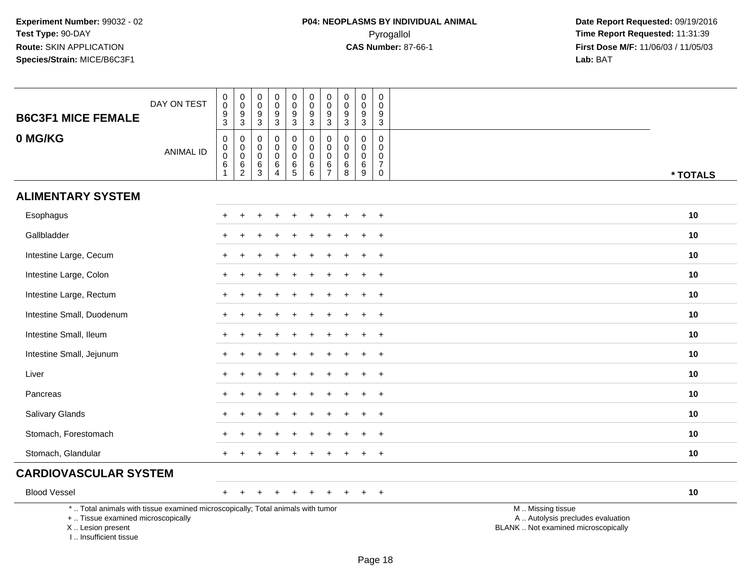**Experiment Number:** 99032 - 02
**Test Type:** 90-DAY
**Route:** SKIN APPLICATION
**Species/Strain:** MICE/B6C3F1

**P04: NEOPLASMS BY INDIVIDUAL ANIMAL**
Pyrogallol
**CAS Number:** 87-66-1

**Date Report Requested:** 09/19/2016
**Time Report Requested:** 11:31:39
**First Dose M/F:** 11/06/03 / 11/05/03
**Lab:** BAT

| B6C3F1 MICE FEMALE<br>0 MG/KG | | | | | | | | | | | |
|---|---|---|---|---|---|---|---|---|---|---|---|
| DAY ON TEST | 0093 | 0093 | 0093 | 0093 | 0093 | 0093 | 0093 | 0093 | 0093 | 0093 | |
| ANIMAL ID | 00061 | 00062 | 00063 | 00064 | 00065 | 00066 | 00067 | 00068 | 00069 | 00070 | * TOTALS |
| **ALIMENTARY SYSTEM** | | | | | | | | | | | |
| Esophagus | + | + | + | + | + | + | + | + | + | + | 10 |
| Gallbladder | + | + | + | + | + | + | + | + | + | + | 10 |
| Intestine Large, Cecum | + | + | + | + | + | + | + | + | + | + | 10 |
| Intestine Large, Colon | + | + | + | + | + | + | + | + | + | + | 10 |
| Intestine Large, Rectum | + | + | + | + | + | + | + | + | + | + | 10 |
| Intestine Small, Duodenum | + | + | + | + | + | + | + | + | + | + | 10 |
| Intestine Small, Ileum | + | + | + | + | + | + | + | + | + | + | 10 |
| Intestine Small, Jejunum | + | + | + | + | + | + | + | + | + | + | 10 |
| Liver | + | + | + | + | + | + | + | + | + | + | 10 |
| Pancreas | + | + | + | + | + | + | + | + | + | + | 10 |
| Salivary Glands | + | + | + | + | + | + | + | + | + | + | 10 |
| Stomach, Forestomach | + | + | + | + | + | + | + | + | + | + | 10 |
| Stomach, Glandular | + | + | + | + | + | + | + | + | + | + | 10 |
| **CARDIOVASCULAR SYSTEM** | | | | | | | | | | | |
| Blood Vessel | + | + | + | + | + | + | + | + | + | + | 10 |

* .. Total animals with tissue examined microscopically; Total animals with tumor
+ .. Tissue examined microscopically
X .. Lesion present
I .. Insufficient tissue

M .. Missing tissue
A .. Autolysis precludes evaluation
BLANK .. Not examined microscopically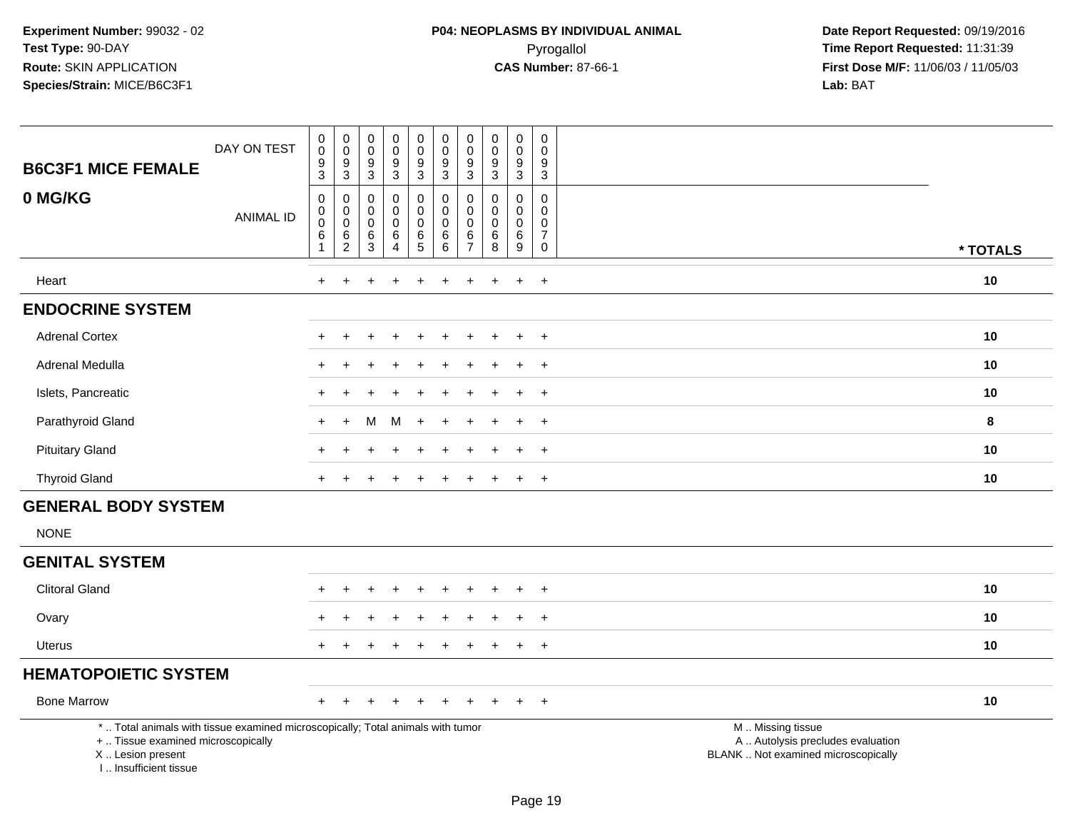**Experiment Number:** 99032 - 02
**Test Type:** 90-DAY
**Route:** SKIN APPLICATION
**Species/Strain:** MICE/B6C3F1

**P04: NEOPLASMS BY INDIVIDUAL ANIMAL**
Pyrogallol
**CAS Number:** 87-66-1

**Date Report Requested:** 09/19/2016
**Time Report Requested:** 11:31:39
**First Dose M/F:** 11/06/03 / 11/05/03
**Lab:** BAT

| B6C3F1 MICE FEMALE — 0 MG/KG | | | | | | | | | | | |
|---|---|---|---|---|---|---|---|---|---|---|---|
| DAY ON TEST | 0093 | 0093 | 0093 | 0093 | 0093 | 0093 | 0093 | 0093 | 0093 | 0093 | |
| ANIMAL ID | 00061 | 00062 | 00063 | 00064 | 00065 | 00066 | 00067 | 00068 | 00069 | 00070 | * TOTALS |
| Heart | + | + | + | + | + | + | + | + | + | + | 10 |
| **ENDOCRINE SYSTEM** | | | | | | | | | | | |
| Adrenal Cortex | + | + | + | + | + | + | + | + | + | + | 10 |
| Adrenal Medulla | + | + | + | + | + | + | + | + | + | + | 10 |
| Islets, Pancreatic | + | + | + | + | + | + | + | + | + | + | 10 |
| Parathyroid Gland | + | + | M | M | + | + | + | + | + | + | 8 |
| Pituitary Gland | + | + | + | + | + | + | + | + | + | + | 10 |
| Thyroid Gland | + | + | + | + | + | + | + | + | + | + | 10 |
| **GENERAL BODY SYSTEM** | | | | | | | | | | | |
| NONE | | | | | | | | | | | |
| **GENITAL SYSTEM** | | | | | | | | | | | |
| Clitoral Gland | + | + | + | + | + | + | + | + | + | + | 10 |
| Ovary | + | + | + | + | + | + | + | + | + | + | 10 |
| Uterus | + | + | + | + | + | + | + | + | + | + | 10 |
| **HEMATOPOIETIC SYSTEM** | | | | | | | | | | | |
| Bone Marrow | + | + | + | + | + | + | + | + | + | + | 10 |

\* .. Total animals with tissue examined microscopically; Total animals with tumor
\+ .. Tissue examined microscopically
X .. Lesion present
I .. Insufficient tissue

M .. Missing tissue
A .. Autolysis precludes evaluation
BLANK .. Not examined microscopically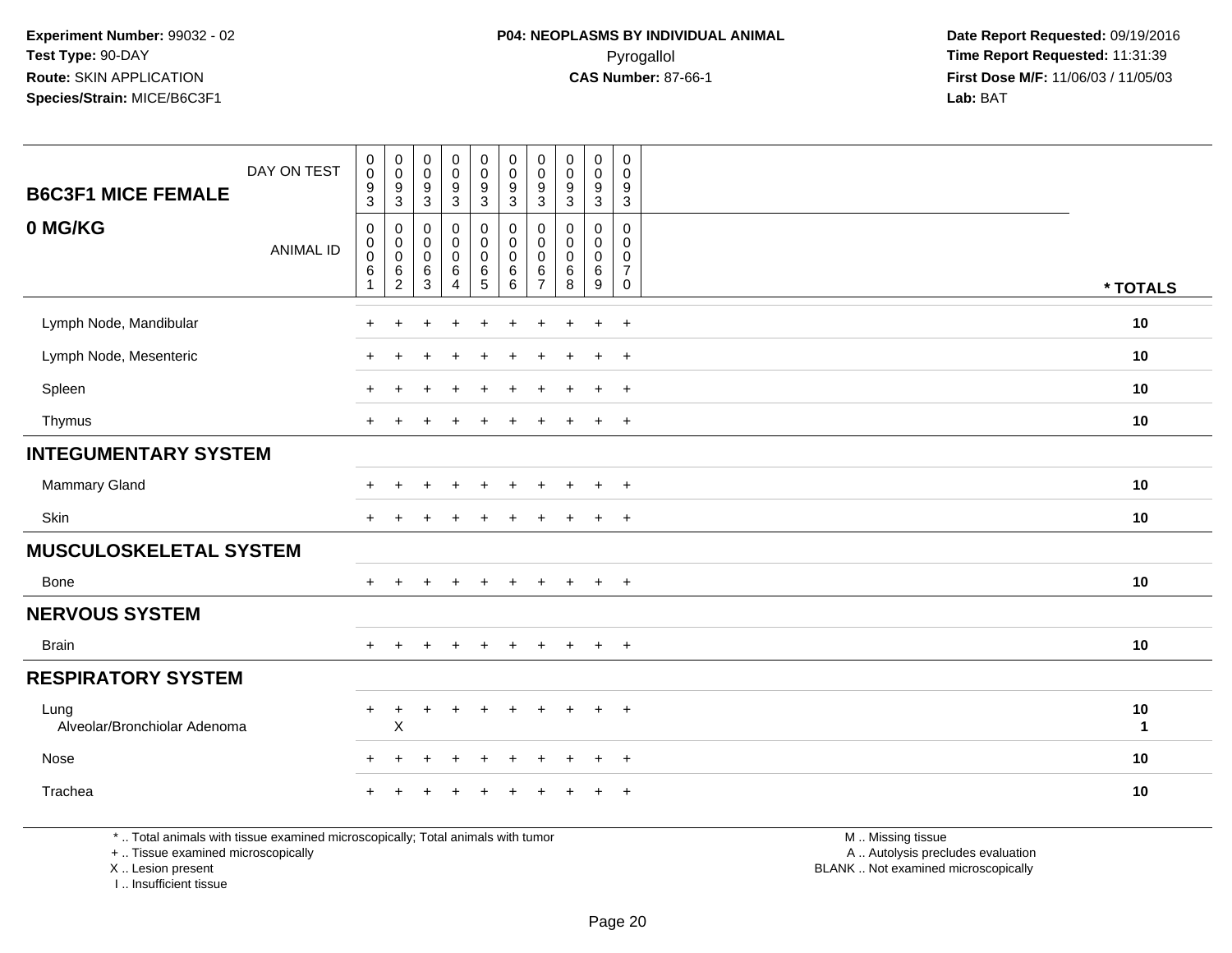**Experiment Number:** 99032 - 02
**Test Type:** 90-DAY
**Route:** SKIN APPLICATION
**Species/Strain:** MICE/B6C3F1

**P04: NEOPLASMS BY INDIVIDUAL ANIMAL**
Pyrogallol
**CAS Number:** 87-66-1

**Date Report Requested:** 09/19/2016
**Time Report Requested:** 11:31:39
**First Dose M/F:** 11/06/03 / 11/05/03
**Lab:** BAT

## B6C3F1 MICE FEMALE
## 0 MG/KG

| DAY ON TEST | 0093 | 0093 | 0093 | 0093 | 0093 | 0093 | 0093 | 0093 | 0093 | 0093 | |
|---|---|---|---|---|---|---|---|---|---|---|---|
| **ANIMAL ID** | 00061 | 00062 | 00063 | 00064 | 00065 | 00066 | 00067 | 00068 | 00069 | 00070 | *** TOTALS** |
| Lymph Node, Mandibular | + | + | + | + | + | + | + | + | + | + | **10** |
| Lymph Node, Mesenteric | + | + | + | + | + | + | + | + | + | + | **10** |
| Spleen | + | + | + | + | + | + | + | + | + | + | **10** |
| Thymus | + | + | + | + | + | + | + | + | + | + | **10** |
| **INTEGUMENTARY SYSTEM** | | | | | | | | | | | |
| Mammary Gland | + | + | + | + | + | + | + | + | + | + | **10** |
| Skin | + | + | + | + | + | + | + | + | + | + | **10** |
| **MUSCULOSKELETAL SYSTEM** | | | | | | | | | | | |
| Bone | + | + | + | + | + | + | + | + | + | + | **10** |
| **NERVOUS SYSTEM** | | | | | | | | | | | |
| Brain | + | + | + | + | + | + | + | + | + | + | **10** |
| **RESPIRATORY SYSTEM** | | | | | | | | | | | |
| Lung | + | + | + | + | + | + | + | + | + | + | **10** |
| Alveolar/Bronchiolar Adenoma | | X | | | | | | | | | **1** |
| Nose | + | + | + | + | + | + | + | + | + | + | **10** |
| Trachea | + | + | + | + | + | + | + | + | + | + | **10** |

\* .. Total animals with tissue examined microscopically; Total animals with tumor
\+ .. Tissue examined microscopically
X .. Lesion present
I .. Insufficient tissue

M .. Missing tissue
A .. Autolysis precludes evaluation
BLANK .. Not examined microscopically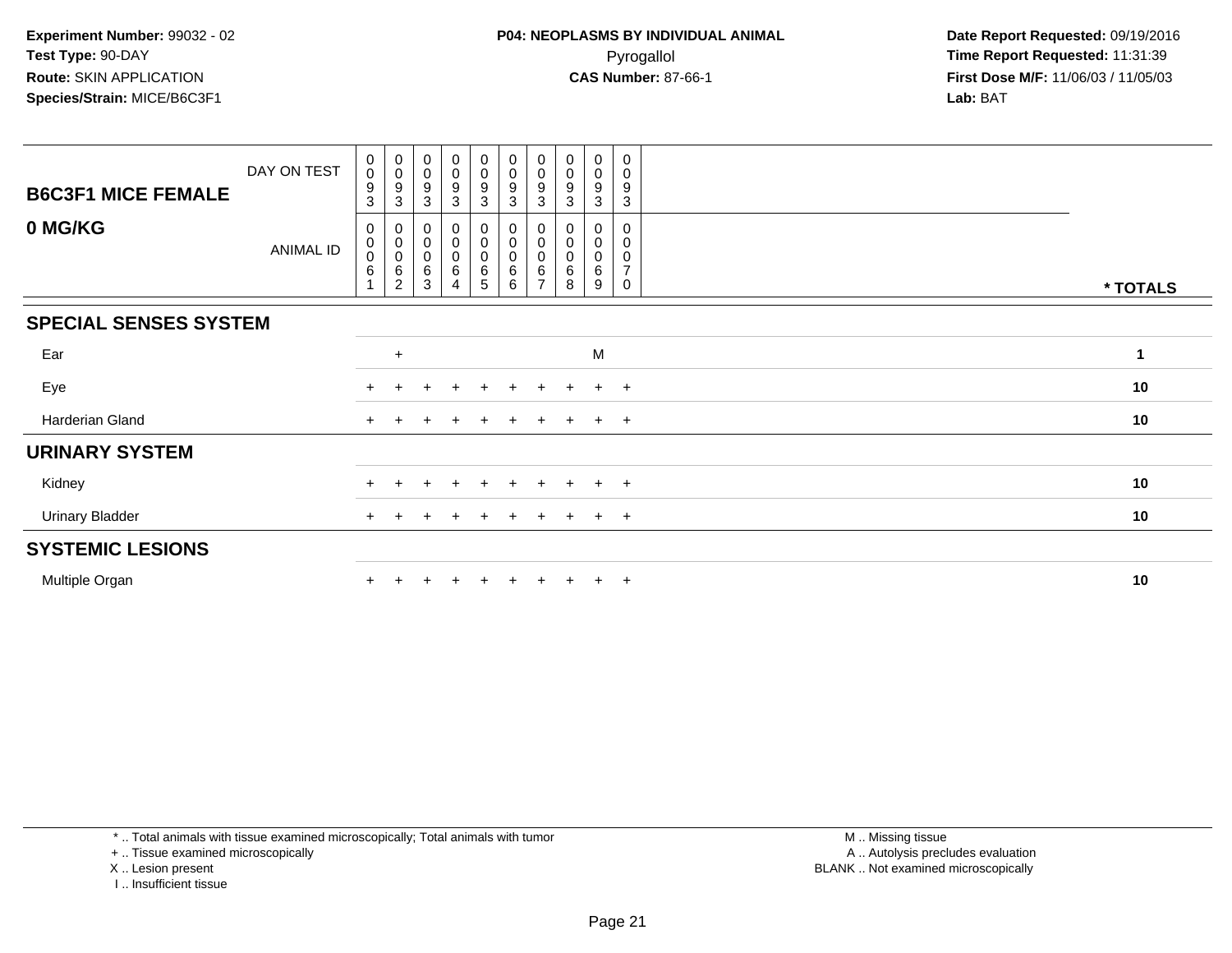**Experiment Number:** 99032 - 02
**Test Type:** 90-DAY
**Route:** SKIN APPLICATION
**Species/Strain:** MICE/B6C3F1

**P04: NEOPLASMS BY INDIVIDUAL ANIMAL**
Pyrogallol
**CAS Number:** 87-66-1

**Date Report Requested:** 09/19/2016
**Time Report Requested:** 11:31:39
**First Dose M/F:** 11/06/03 / 11/05/03
**Lab:** BAT

## B6C3F1 MICE FEMALE

## 0 MG/KG

| | | | | | | | | | | | |
|---|---|---|---|---|---|---|---|---|---|---|---|
| DAY ON TEST | 0093 | 0093 | 0093 | 0093 | 0093 | 0093 | 0093 | 0093 | 0093 | 0093 | |
| ANIMAL ID | 00061 | 00062 | 00063 | 00064 | 00065 | 00066 | 00067 | 00068 | 00069 | 00070 | * TOTALS |
| **SPECIAL SENSES SYSTEM** | | | | | | | | | | | |
| Ear | | + | | | | | | | M | | 1 |
| Eye | + | + | + | + | + | + | + | + | + | + | 10 |
| Harderian Gland | + | + | + | + | + | + | + | + | + | + | 10 |
| **URINARY SYSTEM** | | | | | | | | | | | |
| Kidney | + | + | + | + | + | + | + | + | + | + | 10 |
| Urinary Bladder | + | + | + | + | + | + | + | + | + | + | 10 |
| **SYSTEMIC LESIONS** | | | | | | | | | | | |
| Multiple Organ | + | + | + | + | + | + | + | + | + | + | 10 |

* .. Total animals with tissue examined microscopically; Total animals with tumor
+ .. Tissue examined microscopically
X .. Lesion present
I .. Insufficient tissue

M .. Missing tissue
A .. Autolysis precludes evaluation
BLANK .. Not examined microscopically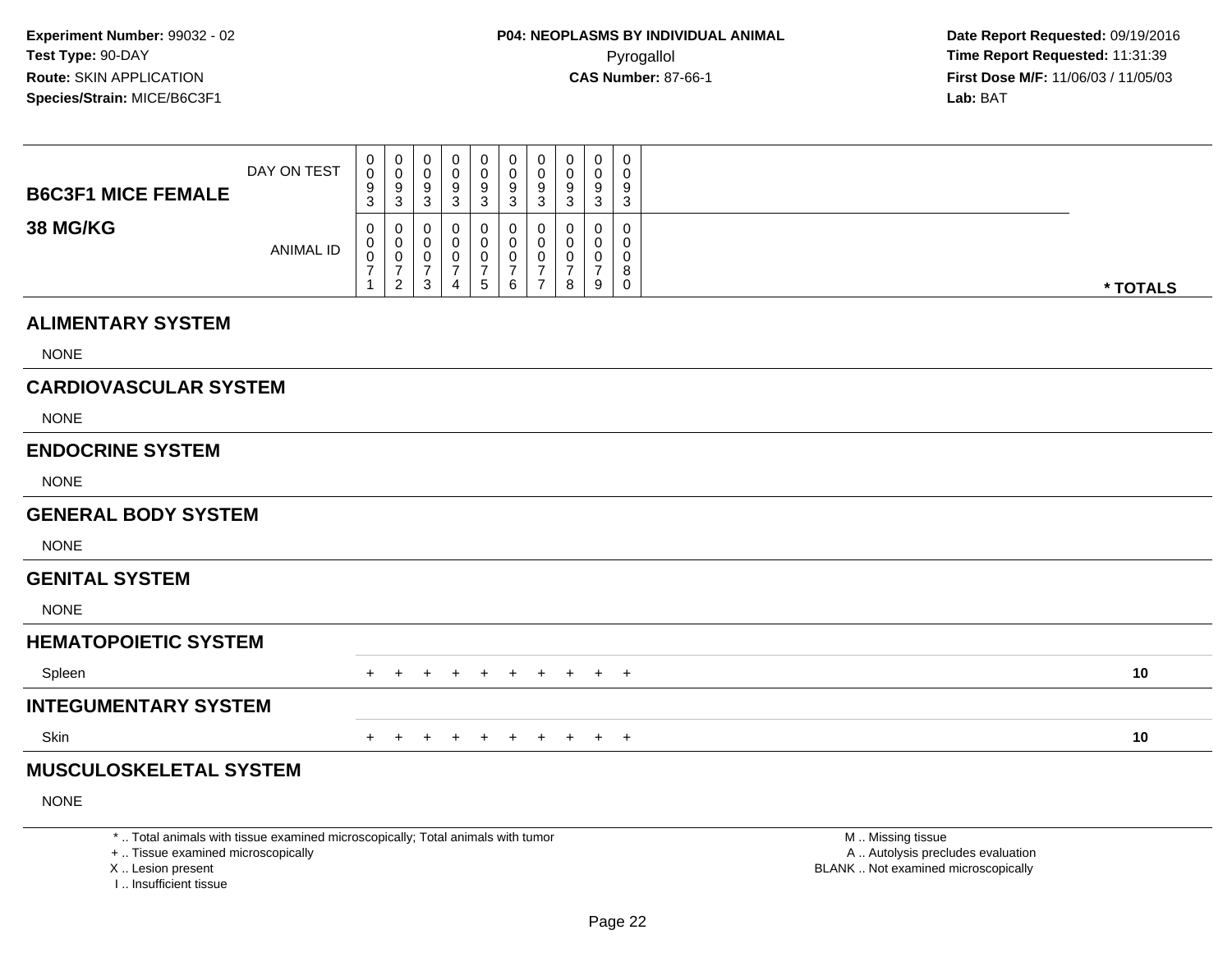**Experiment Number:** 99032 - 02
**Test Type:** 90-DAY
**Route:** SKIN APPLICATION
**Species/Strain:** MICE/B6C3F1

**P04: NEOPLASMS BY INDIVIDUAL ANIMAL**
Pyrogallol
**CAS Number:** 87-66-1

**Date Report Requested:** 09/19/2016
**Time Report Requested:** 11:31:39
**First Dose M/F:** 11/06/03 / 11/05/03
**Lab:** BAT

| **B6C3F1 MICE FEMALE** DAY ON TEST | 0093 | 0093 | 0093 | 0093 | 0093 | 0093 | 0093 | 0093 | 0093 | 0093 | |
|---|---|---|---|---|---|---|---|---|---|---|---|
| **38 MG/KG** ANIMAL ID | 00071 | 00072 | 00073 | 00074 | 00075 | 00076 | 00077 | 00078 | 00079 | 00080 | *** TOTALS** |
| **ALIMENTARY SYSTEM** | | | | | | | | | | | |
| NONE | | | | | | | | | | | |
| **CARDIOVASCULAR SYSTEM** | | | | | | | | | | | |
| NONE | | | | | | | | | | | |
| **ENDOCRINE SYSTEM** | | | | | | | | | | | |
| NONE | | | | | | | | | | | |
| **GENERAL BODY SYSTEM** | | | | | | | | | | | |
| NONE | | | | | | | | | | | |
| **GENITAL SYSTEM** | | | | | | | | | | | |
| NONE | | | | | | | | | | | |
| **HEMATOPOIETIC SYSTEM** | | | | | | | | | | | |
| Spleen | + | + | + | + | + | + | + | + | + | + | **10** |
| **INTEGUMENTARY SYSTEM** | | | | | | | | | | | |
| Skin | + | + | + | + | + | + | + | + | + | + | **10** |
| **MUSCULOSKELETAL SYSTEM** | | | | | | | | | | | |
| NONE | | | | | | | | | | | |

* .. Total animals with tissue examined microscopically; Total animals with tumor
+ .. Tissue examined microscopically
X .. Lesion present
I .. Insufficient tissue

M .. Missing tissue
A .. Autolysis precludes evaluation
BLANK .. Not examined microscopically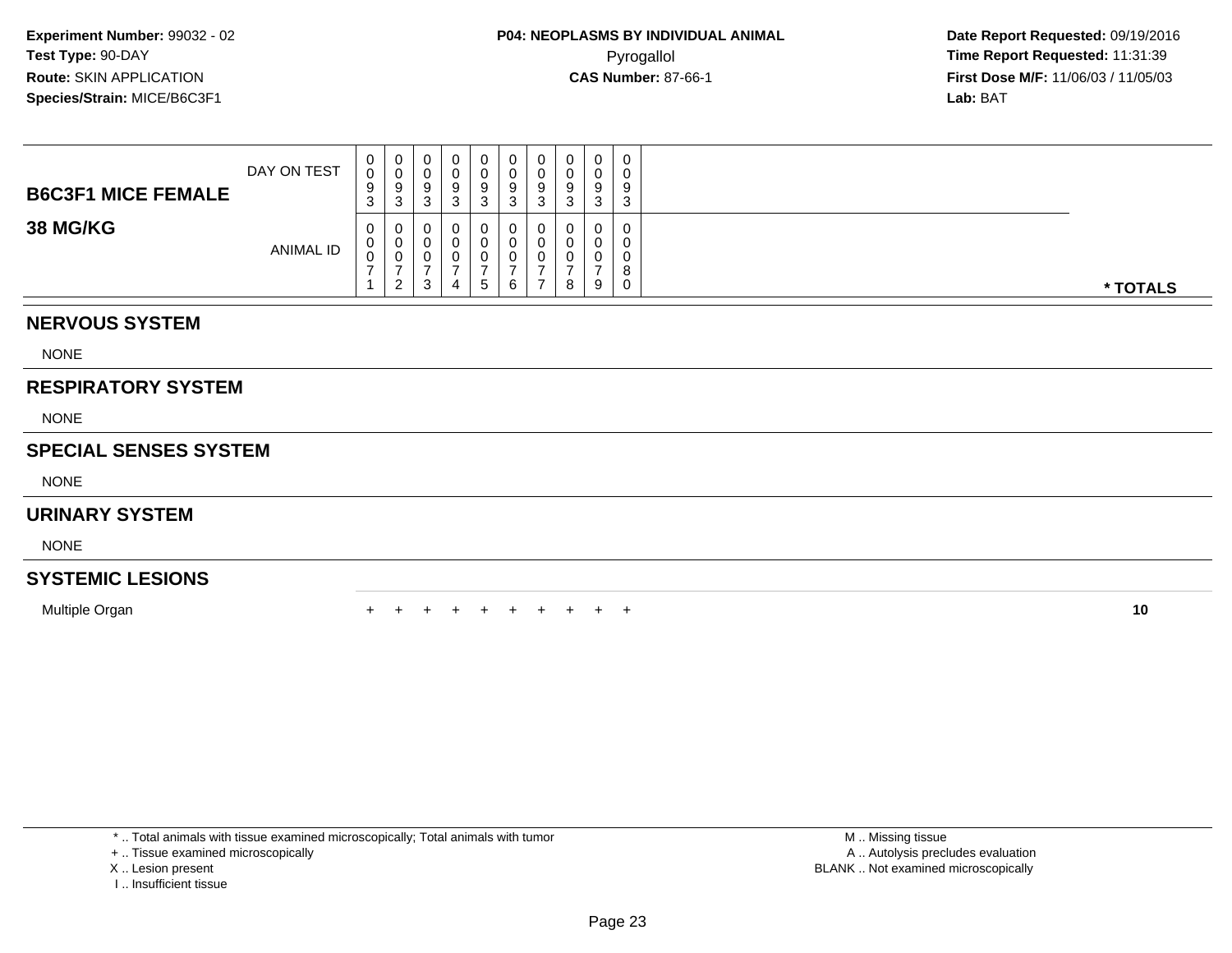**Experiment Number:** 99032 - 02
**Test Type:** 90-DAY
**Route:** SKIN APPLICATION
**Species/Strain:** MICE/B6C3F1

**P04: NEOPLASMS BY INDIVIDUAL ANIMAL**
Pyrogallol
**CAS Number:** 87-66-1

**Date Report Requested:** 09/19/2016
**Time Report Requested:** 11:31:39
**First Dose M/F:** 11/06/03 / 11/05/03
**Lab:** BAT

| **B6C3F1 MICE FEMALE** DAY ON TEST | 0093 | 0093 | 0093 | 0093 | 0093 | 0093 | 0093 | 0093 | 0093 | 0093 | |
|---|---|---|---|---|---|---|---|---|---|---|---|
| **38 MG/KG** ANIMAL ID | 00071 | 00072 | 00073 | 00074 | 00075 | 00076 | 00077 | 00078 | 00079 | 00080 | *** TOTALS** |
| **NERVOUS SYSTEM** | | | | | | | | | | | |
| NONE | | | | | | | | | | | |
| **RESPIRATORY SYSTEM** | | | | | | | | | | | |
| NONE | | | | | | | | | | | |
| **SPECIAL SENSES SYSTEM** | | | | | | | | | | | |
| NONE | | | | | | | | | | | |
| **URINARY SYSTEM** | | | | | | | | | | | |
| NONE | | | | | | | | | | | |
| **SYSTEMIC LESIONS** | | | | | | | | | | | |
| Multiple Organ | + | + | + | + | + | + | + | + | + | + | **10** |

* .. Total animals with tissue examined microscopically; Total animals with tumor
+ .. Tissue examined microscopically
X .. Lesion present
I .. Insufficient tissue

M .. Missing tissue
A .. Autolysis precludes evaluation
BLANK .. Not examined microscopically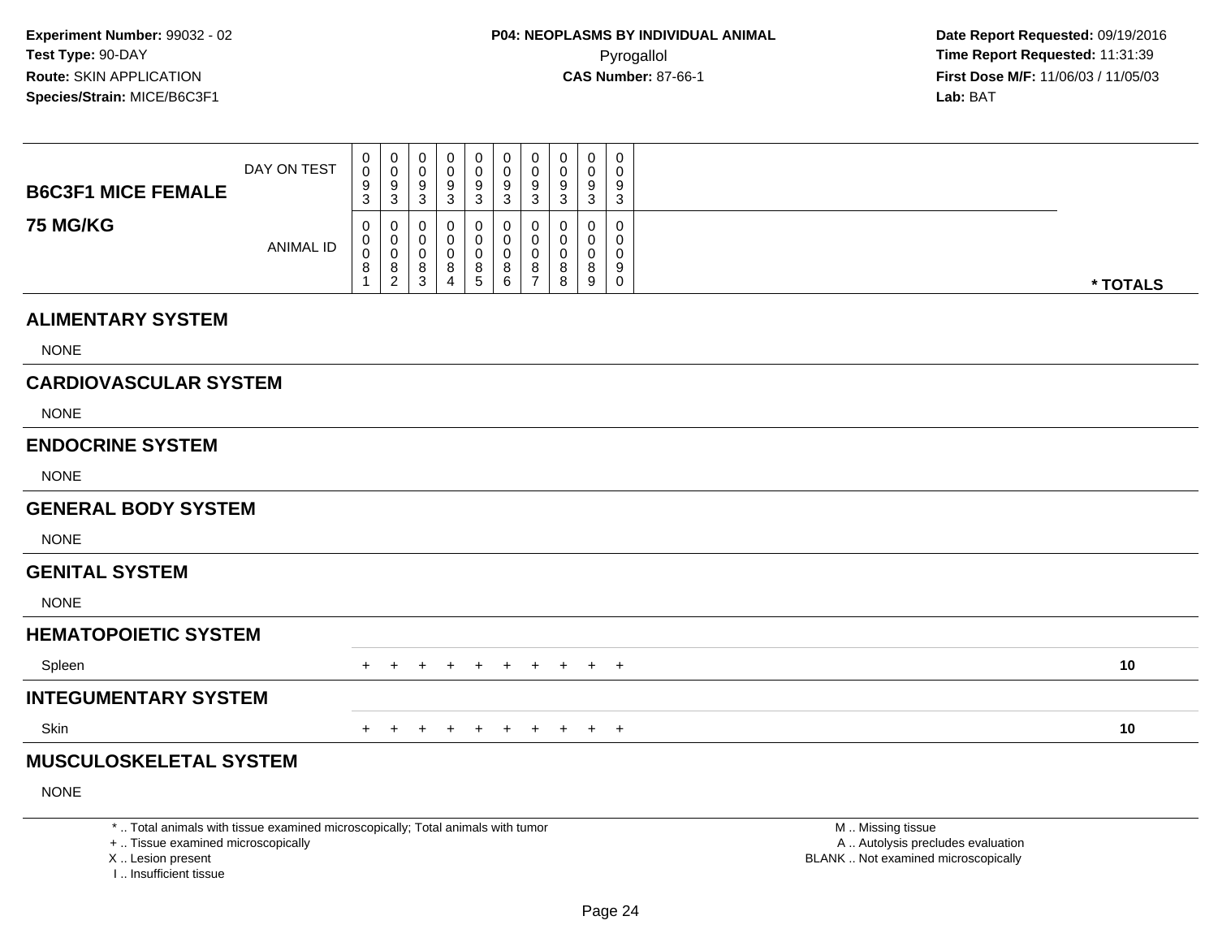**Experiment Number:** 99032 - 02
**Test Type:** 90-DAY
**Route:** SKIN APPLICATION
**Species/Strain:** MICE/B6C3F1

**P04: NEOPLASMS BY INDIVIDUAL ANIMAL**
Pyrogallol
**CAS Number:** 87-66-1

**Date Report Requested:** 09/19/2016
**Time Report Requested:** 11:31:39
**First Dose M/F:** 11/06/03 / 11/05/03
**Lab:** BAT

| B6C3F1 MICE FEMALE 75 MG/KG | | | | | | | | | | | |
|---|---|---|---|---|---|---|---|---|---|---|---|
| DAY ON TEST | 0093 | 0093 | 0093 | 0093 | 0093 | 0093 | 0093 | 0093 | 0093 | 0093 | |
| ANIMAL ID | 00081 | 00082 | 00083 | 00084 | 00085 | 00086 | 00087 | 00088 | 00089 | 00090 | * TOTALS |
| **ALIMENTARY SYSTEM** | | | | | | | | | | | |
| NONE | | | | | | | | | | | |
| **CARDIOVASCULAR SYSTEM** | | | | | | | | | | | |
| NONE | | | | | | | | | | | |
| **ENDOCRINE SYSTEM** | | | | | | | | | | | |
| NONE | | | | | | | | | | | |
| **GENERAL BODY SYSTEM** | | | | | | | | | | | |
| NONE | | | | | | | | | | | |
| **GENITAL SYSTEM** | | | | | | | | | | | |
| NONE | | | | | | | | | | | |
| **HEMATOPOIETIC SYSTEM** | | | | | | | | | | | |
| Spleen | + | + | + | + | + | + | + | + | + | + | 10 |
| **INTEGUMENTARY SYSTEM** | | | | | | | | | | | |
| Skin | + | + | + | + | + | + | + | + | + | + | 10 |
| **MUSCULOSKELETAL SYSTEM** | | | | | | | | | | | |
| NONE | | | | | | | | | | | |

* .. Total animals with tissue examined microscopically; Total animals with tumor
+ .. Tissue examined microscopically
X .. Lesion present
I .. Insufficient tissue

M .. Missing tissue
A .. Autolysis precludes evaluation
BLANK .. Not examined microscopically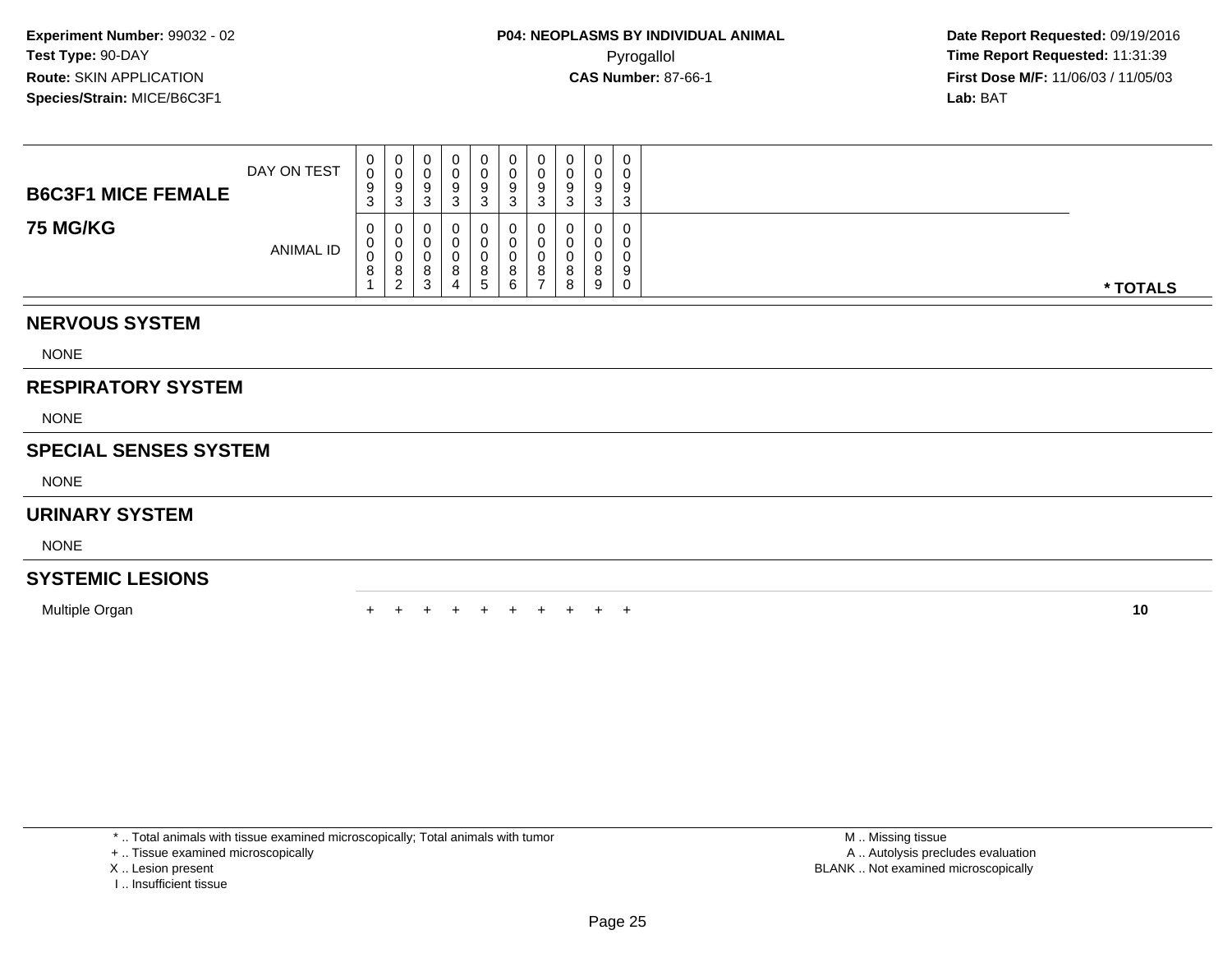**Experiment Number:** 99032 - 02
**Test Type:** 90-DAY
**Route:** SKIN APPLICATION
**Species/Strain:** MICE/B6C3F1

**P04: NEOPLASMS BY INDIVIDUAL ANIMAL**
Pyrogallol
**CAS Number:** 87-66-1

**Date Report Requested:** 09/19/2016
**Time Report Requested:** 11:31:39
**First Dose M/F:** 11/06/03 / 11/05/03
**Lab:** BAT

| **B6C3F1 MICE FEMALE** **75 MG/KG** | | | | | | | | | | | |
|---|---|---|---|---|---|---|---|---|---|---|---|
| DAY ON TEST | 0093 | 0093 | 0093 | 0093 | 0093 | 0093 | 0093 | 0093 | 0093 | 0093 | |
| ANIMAL ID | 00081 | 00082 | 00083 | 00084 | 00085 | 00086 | 00087 | 00088 | 00089 | 00090 | * TOTALS |
| **NERVOUS SYSTEM** | | | | | | | | | | | |
| NONE | | | | | | | | | | | |
| **RESPIRATORY SYSTEM** | | | | | | | | | | | |
| NONE | | | | | | | | | | | |
| **SPECIAL SENSES SYSTEM** | | | | | | | | | | | |
| NONE | | | | | | | | | | | |
| **URINARY SYSTEM** | | | | | | | | | | | |
| NONE | | | | | | | | | | | |
| **SYSTEMIC LESIONS** | | | | | | | | | | | |
| Multiple Organ | + | + | + | + | + | + | + | + | + | + | **10** |

* .. Total animals with tissue examined microscopically; Total animals with tumor
+ .. Tissue examined microscopically
X .. Lesion present
I .. Insufficient tissue

M .. Missing tissue
A .. Autolysis precludes evaluation
BLANK .. Not examined microscopically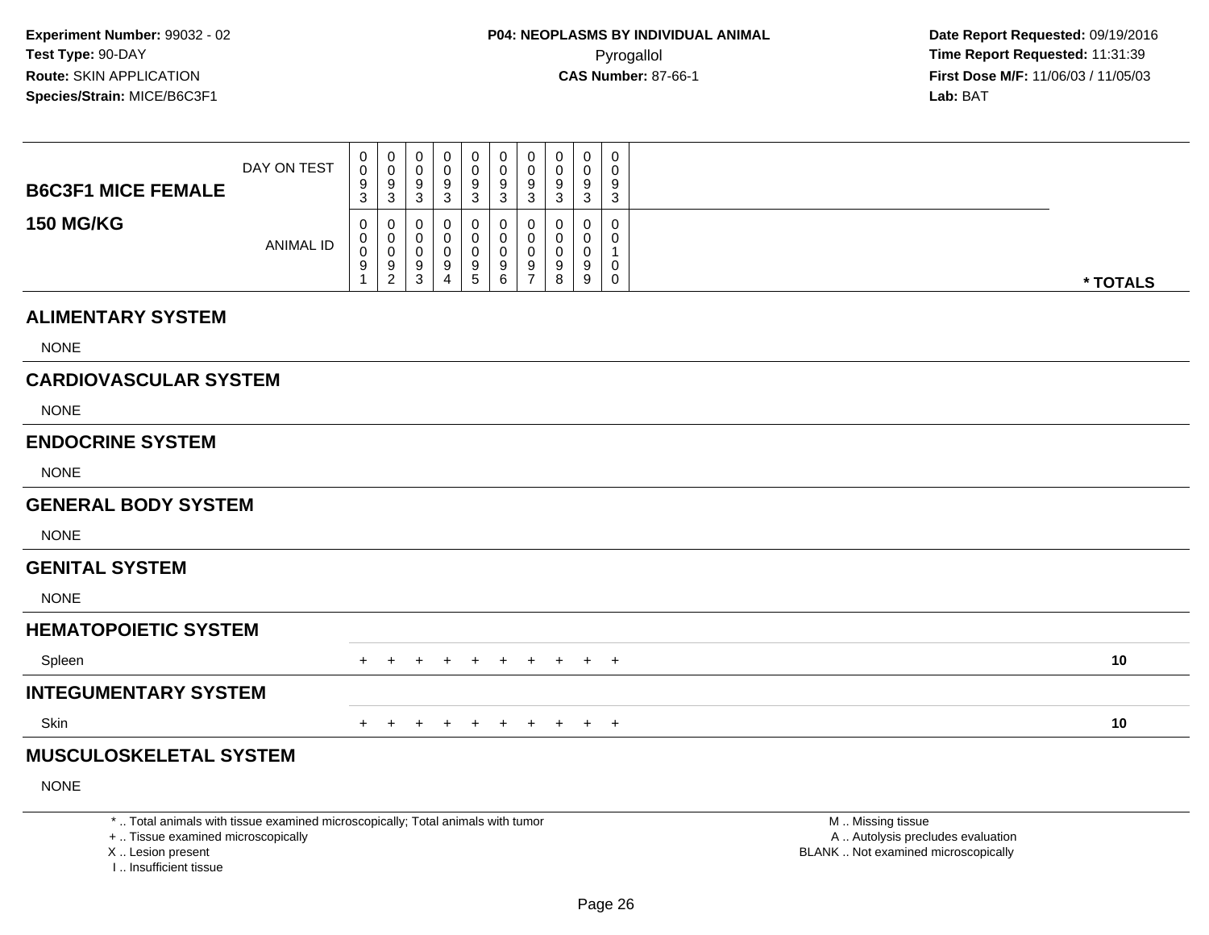**Experiment Number:** 99032 - 02
**Test Type:** 90-DAY
**Route:** SKIN APPLICATION
**Species/Strain:** MICE/B6C3F1

**P04: NEOPLASMS BY INDIVIDUAL ANIMAL**
Pyrogallol
**CAS Number:** 87-66-1

**Date Report Requested:** 09/19/2016
**Time Report Requested:** 11:31:39
**First Dose M/F:** 11/06/03 / 11/05/03
**Lab:** BAT

| **B6C3F1 MICE FEMALE** **150 MG/KG** | | | | | | | | | | | |
|---|---|---|---|---|---|---|---|---|---|---|---|
| DAY ON TEST | 0093 | 0093 | 0093 | 0093 | 0093 | 0093 | 0093 | 0093 | 0093 | 0093 | |
| ANIMAL ID | 00091 | 00092 | 00093 | 00094 | 00095 | 00096 | 00097 | 00098 | 00099 | 00100 | *** TOTALS** |
| **ALIMENTARY SYSTEM** | | | | | | | | | | | |
| NONE | | | | | | | | | | | |
| **CARDIOVASCULAR SYSTEM** | | | | | | | | | | | |
| NONE | | | | | | | | | | | |
| **ENDOCRINE SYSTEM** | | | | | | | | | | | |
| NONE | | | | | | | | | | | |
| **GENERAL BODY SYSTEM** | | | | | | | | | | | |
| NONE | | | | | | | | | | | |
| **GENITAL SYSTEM** | | | | | | | | | | | |
| NONE | | | | | | | | | | | |
| **HEMATOPOIETIC SYSTEM** | | | | | | | | | | | |
| Spleen | + | + | + | + | + | + | + | + | + | + | **10** |
| **INTEGUMENTARY SYSTEM** | | | | | | | | | | | |
| Skin | + | + | + | + | + | + | + | + | + | + | **10** |
| **MUSCULOSKELETAL SYSTEM** | | | | | | | | | | | |
| NONE | | | | | | | | | | | |

\* .. Total animals with tissue examined microscopically; Total animals with tumor
\+ .. Tissue examined microscopically
X .. Lesion present
I .. Insufficient tissue

M .. Missing tissue
A .. Autolysis precludes evaluation
BLANK .. Not examined microscopically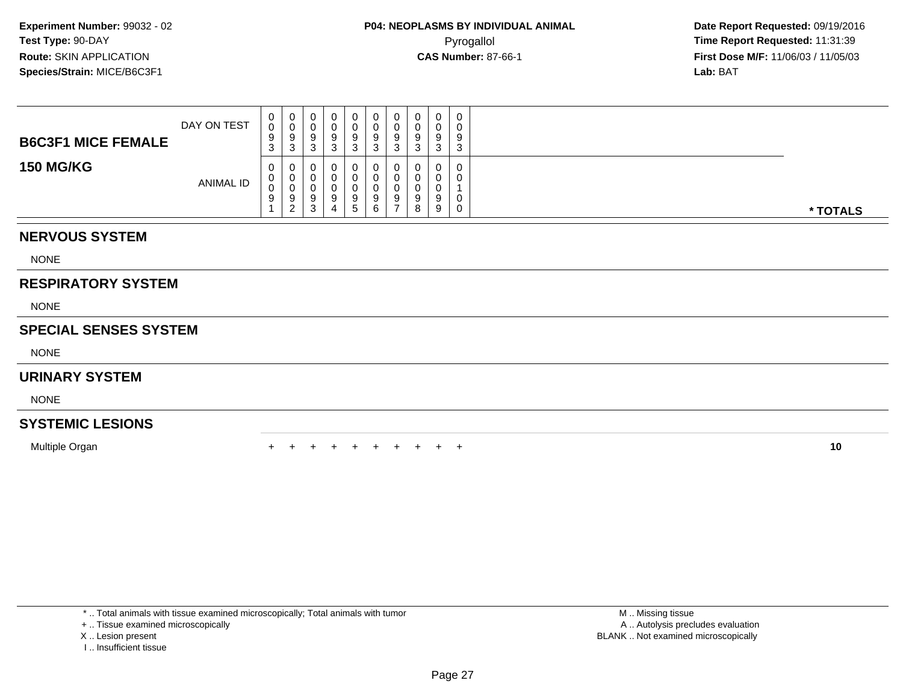**Experiment Number:** 99032 - 02
**Test Type:** 90-DAY
**Route:** SKIN APPLICATION
**Species/Strain:** MICE/B6C3F1

**P04: NEOPLASMS BY INDIVIDUAL ANIMAL**
Pyrogallol
**CAS Number:** 87-66-1

**Date Report Requested:** 09/19/2016
**Time Report Requested:** 11:31:39
**First Dose M/F:** 11/06/03 / 11/05/03
**Lab:** BAT

| **B6C3F1 MICE FEMALE** **150 MG/KG** | | | | | | | | | | | |
|---|---|---|---|---|---|---|---|---|---|---|---|
| DAY ON TEST | 0093 | 0093 | 0093 | 0093 | 0093 | 0093 | 0093 | 0093 | 0093 | 0093 | |
| ANIMAL ID | 00091 | 00092 | 00093 | 00094 | 00095 | 00096 | 00097 | 00098 | 00099 | 00100 | **\* TOTALS** |
| **NERVOUS SYSTEM** | | | | | | | | | | | |
| NONE | | | | | | | | | | | |
| **RESPIRATORY SYSTEM** | | | | | | | | | | | |
| NONE | | | | | | | | | | | |
| **SPECIAL SENSES SYSTEM** | | | | | | | | | | | |
| NONE | | | | | | | | | | | |
| **URINARY SYSTEM** | | | | | | | | | | | |
| NONE | | | | | | | | | | | |
| **SYSTEMIC LESIONS** | | | | | | | | | | | |
| Multiple Organ | + | + | + | + | + | + | + | + | + | + | **10** |

\* .. Total animals with tissue examined microscopically; Total animals with tumor
\+ .. Tissue examined microscopically
X .. Lesion present
I .. Insufficient tissue

M .. Missing tissue
A .. Autolysis precludes evaluation
BLANK .. Not examined microscopically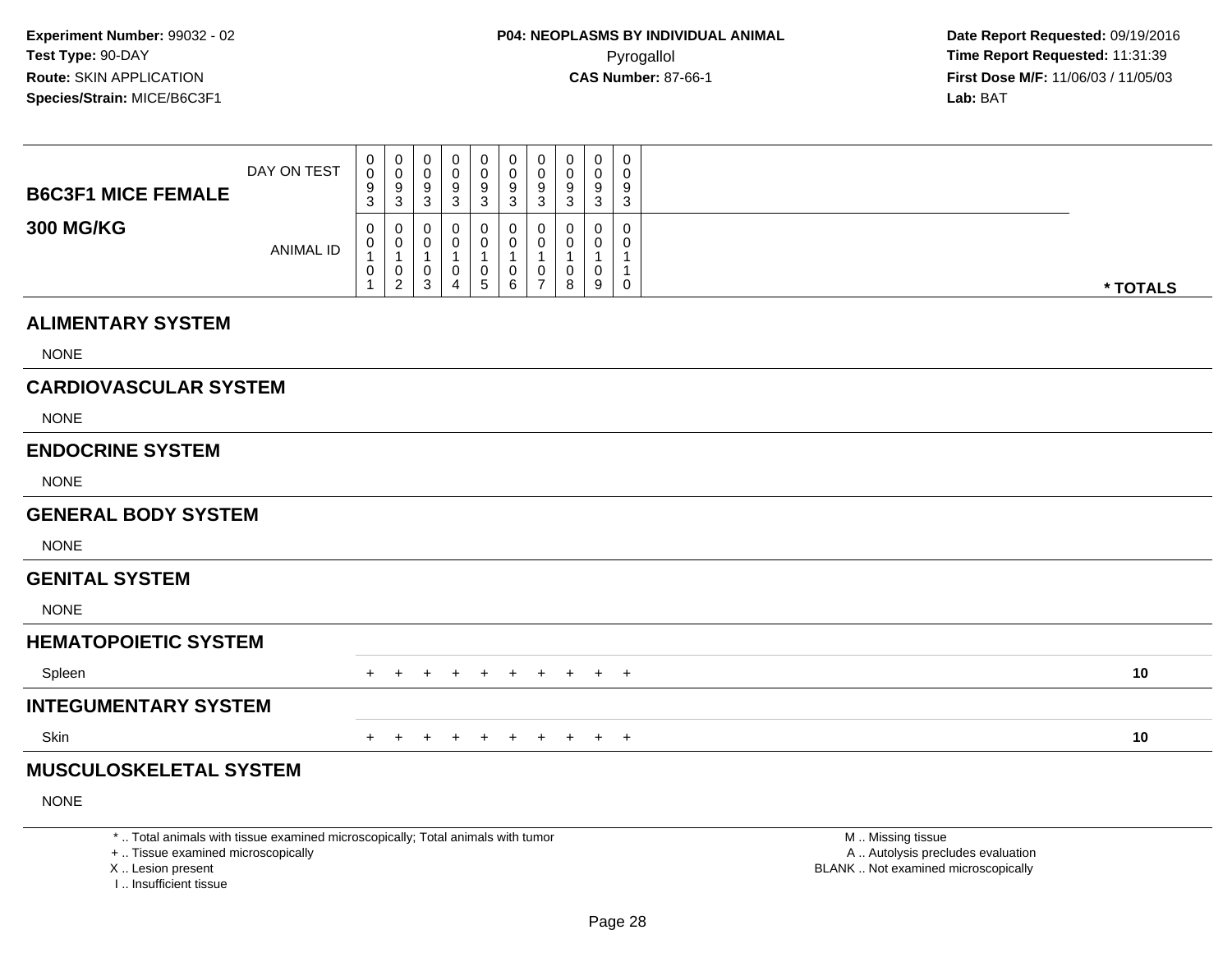**Experiment Number:** 99032 - 02
**Test Type:** 90-DAY
**Route:** SKIN APPLICATION
**Species/Strain:** MICE/B6C3F1

**P04: NEOPLASMS BY INDIVIDUAL ANIMAL**
Pyrogallol
**CAS Number:** 87-66-1

**Date Report Requested:** 09/19/2016
**Time Report Requested:** 11:31:39
**First Dose M/F:** 11/06/03 / 11/05/03
**Lab:** BAT

| **B6C3F1 MICE FEMALE** DAY ON TEST | 0093 | 0093 | 0093 | 0093 | 0093 | 0093 | 0093 | 0093 | 0093 | 0093 | |
|---|---|---|---|---|---|---|---|---|---|---|---|
| **300 MG/KG** ANIMAL ID | 00101 | 00102 | 00103 | 00104 | 00105 | 00106 | 00107 | 00108 | 00109 | 00110 | *** TOTALS** |
| **ALIMENTARY SYSTEM** | | | | | | | | | | | |
| NONE | | | | | | | | | | | |
| **CARDIOVASCULAR SYSTEM** | | | | | | | | | | | |
| NONE | | | | | | | | | | | |
| **ENDOCRINE SYSTEM** | | | | | | | | | | | |
| NONE | | | | | | | | | | | |
| **GENERAL BODY SYSTEM** | | | | | | | | | | | |
| NONE | | | | | | | | | | | |
| **GENITAL SYSTEM** | | | | | | | | | | | |
| NONE | | | | | | | | | | | |
| **HEMATOPOIETIC SYSTEM** | | | | | | | | | | | |
| Spleen | + | + | + | + | + | + | + | + | + | + | **10** |
| **INTEGUMENTARY SYSTEM** | | | | | | | | | | | |
| Skin | + | + | + | + | + | + | + | + | + | + | **10** |
| **MUSCULOSKELETAL SYSTEM** | | | | | | | | | | | |
| NONE | | | | | | | | | | | |

* .. Total animals with tissue examined microscopically; Total animals with tumor
+ .. Tissue examined microscopically
X .. Lesion present
I .. Insufficient tissue

M .. Missing tissue
A .. Autolysis precludes evaluation
BLANK .. Not examined microscopically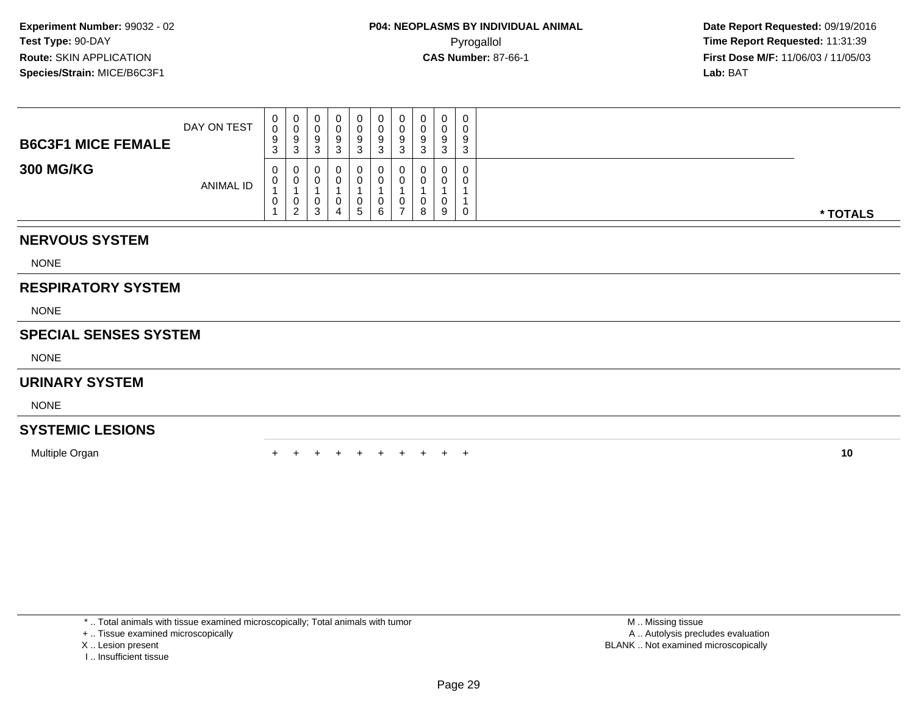**Experiment Number:** 99032 - 02
**Test Type:** 90-DAY
**Route:** SKIN APPLICATION
**Species/Strain:** MICE/B6C3F1

**P04: NEOPLASMS BY INDIVIDUAL ANIMAL**
Pyrogallol
**CAS Number:** 87-66-1

**Date Report Requested:** 09/19/2016
**Time Report Requested:** 11:31:39
**First Dose M/F:** 11/06/03 / 11/05/03
**Lab:** BAT

| **B6C3F1 MICE FEMALE** | DAY ON TEST | 0093 | 0093 | 0093 | 0093 | 0093 | 0093 | 0093 | 0093 | 0093 | 0093 | |
|---|---|---|---|---|---|---|---|---|---|---|---|---|
| **300 MG/KG** | ANIMAL ID | 00101 | 00102 | 00103 | 00104 | 00105 | 00106 | 00107 | 00108 | 00109 | 00110 | *** TOTALS** |
| **NERVOUS SYSTEM** | | | | | | | | | | | | |
| NONE | | | | | | | | | | | | |
| **RESPIRATORY SYSTEM** | | | | | | | | | | | | |
| NONE | | | | | | | | | | | | |
| **SPECIAL SENSES SYSTEM** | | | | | | | | | | | | |
| NONE | | | | | | | | | | | | |
| **URINARY SYSTEM** | | | | | | | | | | | | |
| NONE | | | | | | | | | | | | |
| **SYSTEMIC LESIONS** | | | | | | | | | | | | |
| Multiple Organ | | + | + | + | + | + | + | + | + | + | + | **10** |

\* .. Total animals with tissue examined microscopically; Total animals with tumor
\+ .. Tissue examined microscopically
X .. Lesion present
I .. Insufficient tissue

M .. Missing tissue
A .. Autolysis precludes evaluation
BLANK .. Not examined microscopically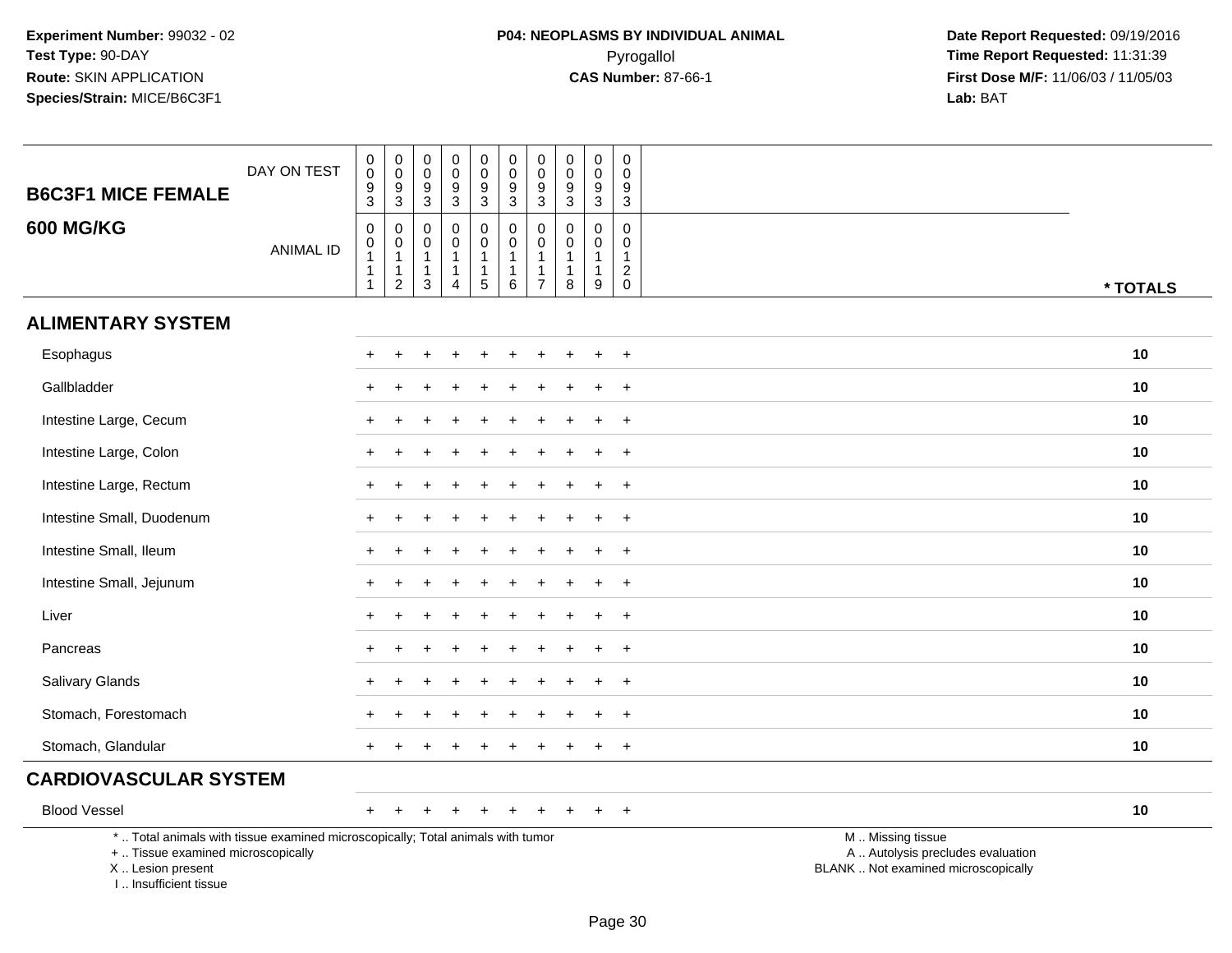**Experiment Number:** 99032 - 02
**Test Type:** 90-DAY
**Route:** SKIN APPLICATION
**Species/Strain:** MICE/B6C3F1

**P04: NEOPLASMS BY INDIVIDUAL ANIMAL**
Pyrogallol
**CAS Number:** 87-66-1

**Date Report Requested:** 09/19/2016
**Time Report Requested:** 11:31:39
**First Dose M/F:** 11/06/03 / 11/05/03
**Lab:** BAT

| B6C3F1 MICE FEMALE 600 MG/KG | | | | | | | | | | | |
|---|---|---|---|---|---|---|---|---|---|---|---|
| DAY ON TEST | 0093 | 0093 | 0093 | 0093 | 0093 | 0093 | 0093 | 0093 | 0093 | 0093 | |
| ANIMAL ID | 00111 | 00112 | 00113 | 00114 | 00115 | 00116 | 00117 | 00118 | 00119 | 00120 | * TOTALS |
| **ALIMENTARY SYSTEM** | | | | | | | | | | | |
| Esophagus | + | + | + | + | + | + | + | + | + | + | 10 |
| Gallbladder | + | + | + | + | + | + | + | + | + | + | 10 |
| Intestine Large, Cecum | + | + | + | + | + | + | + | + | + | + | 10 |
| Intestine Large, Colon | + | + | + | + | + | + | + | + | + | + | 10 |
| Intestine Large, Rectum | + | + | + | + | + | + | + | + | + | + | 10 |
| Intestine Small, Duodenum | + | + | + | + | + | + | + | + | + | + | 10 |
| Intestine Small, Ileum | + | + | + | + | + | + | + | + | + | + | 10 |
| Intestine Small, Jejunum | + | + | + | + | + | + | + | + | + | + | 10 |
| Liver | + | + | + | + | + | + | + | + | + | + | 10 |
| Pancreas | + | + | + | + | + | + | + | + | + | + | 10 |
| Salivary Glands | + | + | + | + | + | + | + | + | + | + | 10 |
| Stomach, Forestomach | + | + | + | + | + | + | + | + | + | + | 10 |
| Stomach, Glandular | + | + | + | + | + | + | + | + | + | + | 10 |
| **CARDIOVASCULAR SYSTEM** | | | | | | | | | | | |
| Blood Vessel | + | + | + | + | + | + | + | + | + | + | 10 |

* .. Total animals with tissue examined microscopically; Total animals with tumor
+ .. Tissue examined microscopically
X .. Lesion present
I .. Insufficient tissue

M .. Missing tissue
A .. Autolysis precludes evaluation
BLANK .. Not examined microscopically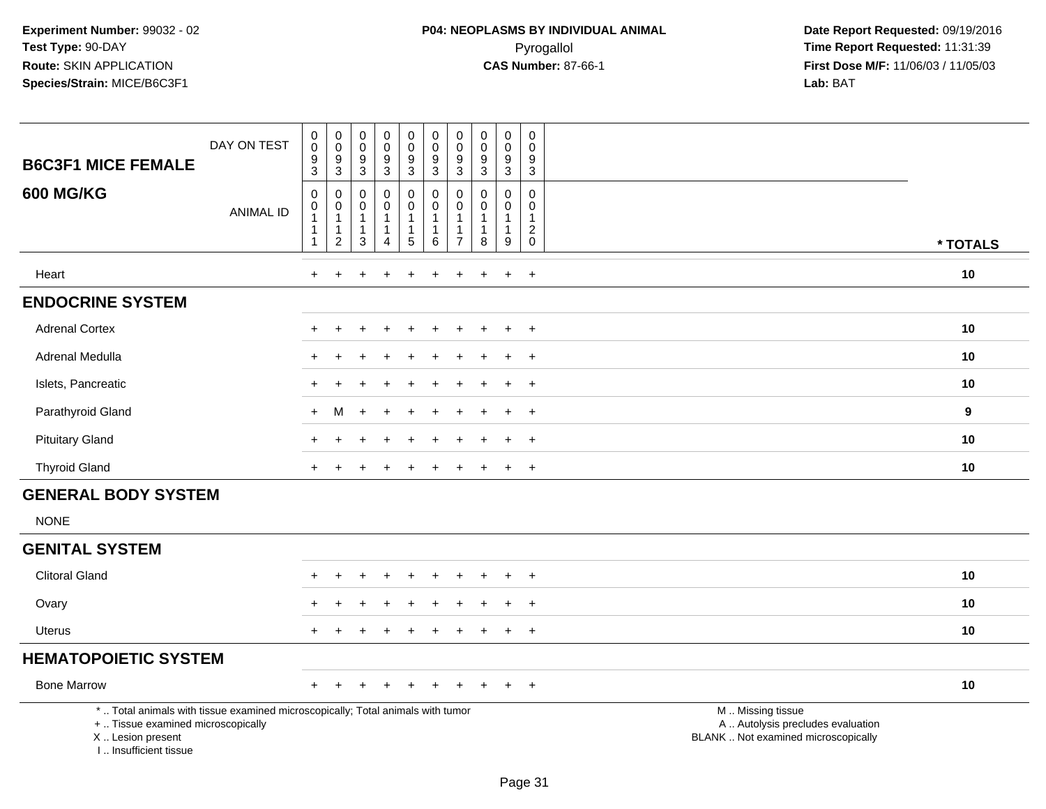**Experiment Number:** 99032 - 02
**Test Type:** 90-DAY
**Route:** SKIN APPLICATION
**Species/Strain:** MICE/B6C3F1

**P04: NEOPLASMS BY INDIVIDUAL ANIMAL**
Pyrogallol
**CAS Number:** 87-66-1

**Date Report Requested:** 09/19/2016
**Time Report Requested:** 11:31:39
**First Dose M/F:** 11/06/03 / 11/05/03
**Lab:** BAT

## B6C3F1 MICE FEMALE 600 MG/KG

| DAY ON TEST | 0093 | 0093 | 0093 | 0093 | 0093 | 0093 | 0093 | 0093 | 0093 | 0093 | |
|---|---|---|---|---|---|---|---|---|---|---|---|
| ANIMAL ID | 00111 | 00112 | 00113 | 00114 | 00115 | 00116 | 00117 | 00118 | 00119 | 00120 | * TOTALS |
| Heart | + | + | + | + | + | + | + | + | + | + | 10 |
| **ENDOCRINE SYSTEM** | | | | | | | | | | | |
| Adrenal Cortex | + | + | + | + | + | + | + | + | + | + | 10 |
| Adrenal Medulla | + | + | + | + | + | + | + | + | + | + | 10 |
| Islets, Pancreatic | + | + | + | + | + | + | + | + | + | + | 10 |
| Parathyroid Gland | + | M | + | + | + | + | + | + | + | + | 9 |
| Pituitary Gland | + | + | + | + | + | + | + | + | + | + | 10 |
| Thyroid Gland | + | + | + | + | + | + | + | + | + | + | 10 |
| **GENERAL BODY SYSTEM** | | | | | | | | | | | |
| NONE | | | | | | | | | | | |
| **GENITAL SYSTEM** | | | | | | | | | | | |
| Clitoral Gland | + | + | + | + | + | + | + | + | + | + | 10 |
| Ovary | + | + | + | + | + | + | + | + | + | + | 10 |
| Uterus | + | + | + | + | + | + | + | + | + | + | 10 |
| **HEMATOPOIETIC SYSTEM** | | | | | | | | | | | |
| Bone Marrow | + | + | + | + | + | + | + | + | + | + | 10 |

\* .. Total animals with tissue examined microscopically; Total animals with tumor
\+ .. Tissue examined microscopically
X .. Lesion present
I .. Insufficient tissue

M .. Missing tissue
A .. Autolysis precludes evaluation
BLANK .. Not examined microscopically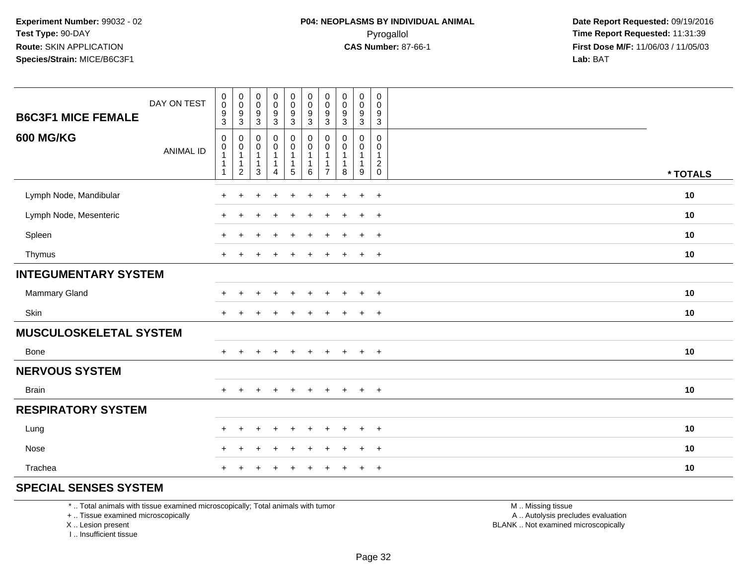**Experiment Number:** 99032 - 02
**Test Type:** 90-DAY
**Route:** SKIN APPLICATION
**Species/Strain:** MICE/B6C3F1

**P04: NEOPLASMS BY INDIVIDUAL ANIMAL**
Pyrogallol
**CAS Number:** 87-66-1

**Date Report Requested:** 09/19/2016
**Time Report Requested:** 11:31:39
**First Dose M/F:** 11/06/03 / 11/05/03
**Lab:** BAT

| B6C3F1 MICE FEMALE 600 MG/KG | | | | | | | | | | | |
|---|---|---|---|---|---|---|---|---|---|---|---|
| DAY ON TEST | 0093 | 0093 | 0093 | 0093 | 0093 | 0093 | 0093 | 0093 | 0093 | 0093 | |
| ANIMAL ID | 00111 | 00112 | 00113 | 00114 | 00115 | 00116 | 00117 | 00118 | 00119 | 00120 | * TOTALS |
| Lymph Node, Mandibular | + | + | + | + | + | + | + | + | + | + | 10 |
| Lymph Node, Mesenteric | + | + | + | + | + | + | + | + | + | + | 10 |
| Spleen | + | + | + | + | + | + | + | + | + | + | 10 |
| Thymus | + | + | + | + | + | + | + | + | + | + | 10 |
| **INTEGUMENTARY SYSTEM** | | | | | | | | | | | |
| Mammary Gland | + | + | + | + | + | + | + | + | + | + | 10 |
| Skin | + | + | + | + | + | + | + | + | + | + | 10 |
| **MUSCULOSKELETAL SYSTEM** | | | | | | | | | | | |
| Bone | + | + | + | + | + | + | + | + | + | + | 10 |
| **NERVOUS SYSTEM** | | | | | | | | | | | |
| Brain | + | + | + | + | + | + | + | + | + | + | 10 |
| **RESPIRATORY SYSTEM** | | | | | | | | | | | |
| Lung | + | + | + | + | + | + | + | + | + | + | 10 |
| Nose | + | + | + | + | + | + | + | + | + | + | 10 |
| Trachea | + | + | + | + | + | + | + | + | + | + | 10 |
| **SPECIAL SENSES SYSTEM** | | | | | | | | | | | |

* .. Total animals with tissue examined microscopically; Total animals with tumor
+ .. Tissue examined microscopically
X .. Lesion present
I .. Insufficient tissue

M .. Missing tissue
A .. Autolysis precludes evaluation
BLANK .. Not examined microscopically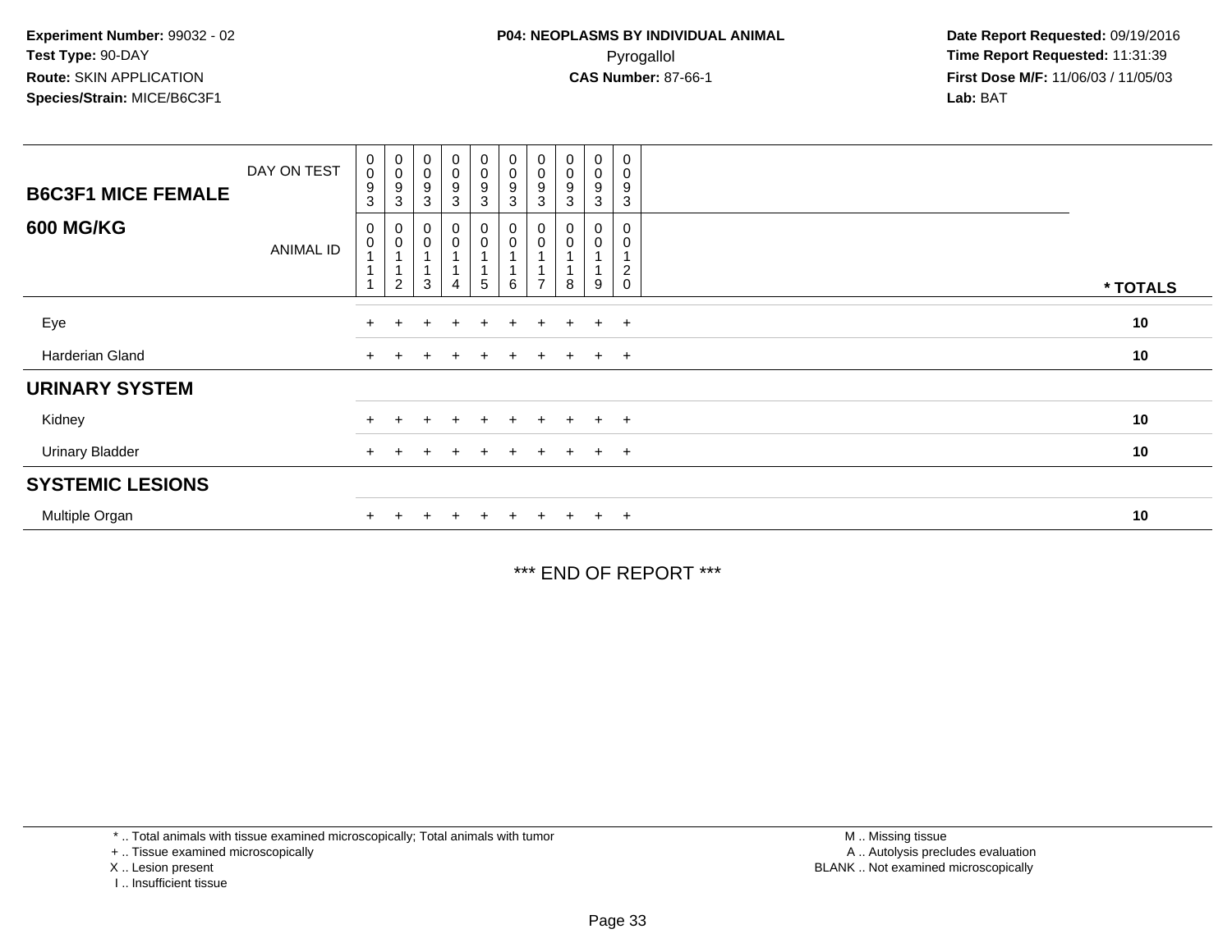**Experiment Number:** 99032 - 02
**Test Type:** 90-DAY
**Route:** SKIN APPLICATION
**Species/Strain:** MICE/B6C3F1

**P04: NEOPLASMS BY INDIVIDUAL ANIMAL**
Pyrogallol
**CAS Number:** 87-66-1

**Date Report Requested:** 09/19/2016
**Time Report Requested:** 11:31:39
**First Dose M/F:** 11/06/03 / 11/05/03
**Lab:** BAT

| B6C3F1 MICE FEMALE 600 MG/KG | | | | | | | | | | | |
|---|---|---|---|---|---|---|---|---|---|---|---|
| DAY ON TEST | 0093 | 0093 | 0093 | 0093 | 0093 | 0093 | 0093 | 0093 | 0093 | 0093 | |
| ANIMAL ID | 00111 | 00112 | 00113 | 00114 | 00115 | 00116 | 00117 | 00118 | 00119 | 00120 | * TOTALS |
| Eye | + | + | + | + | + | + | + | + | + | + | 10 |
| Harderian Gland | + | + | + | + | + | + | + | + | + | + | 10 |
| **URINARY SYSTEM** | | | | | | | | | | | |
| Kidney | + | + | + | + | + | + | + | + | + | + | 10 |
| Urinary Bladder | + | + | + | + | + | + | + | + | + | + | 10 |
| **SYSTEMIC LESIONS** | | | | | | | | | | | |
| Multiple Organ | + | + | + | + | + | + | + | + | + | + | 10 |

*** END OF REPORT ***

* .. Total animals with tissue examined microscopically; Total animals with tumor
+ .. Tissue examined microscopically
X .. Lesion present
I .. Insufficient tissue

M .. Missing tissue
A .. Autolysis precludes evaluation
BLANK .. Not examined microscopically